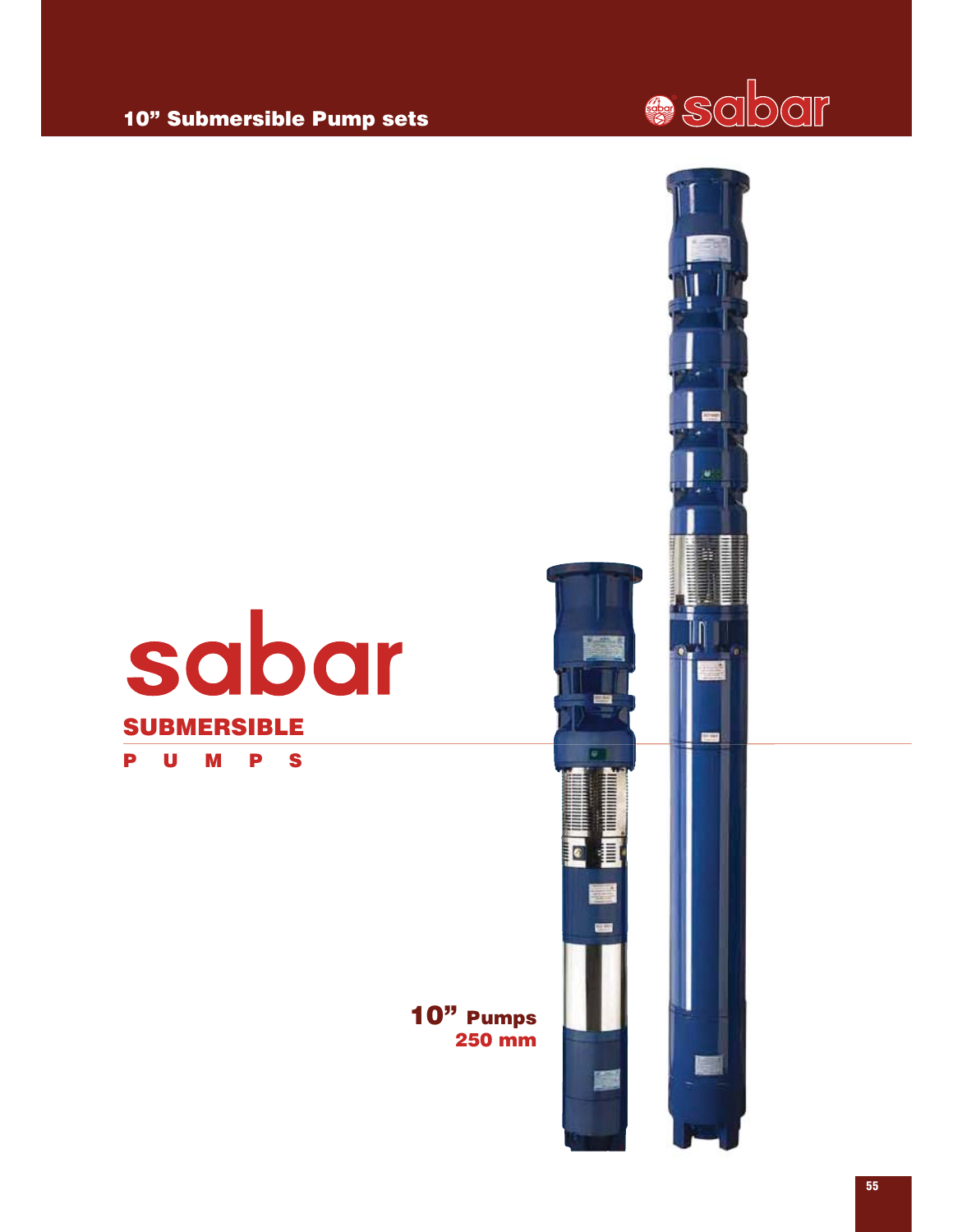# 10" Submersible Pump sets

sabar

**SUBMERSIBLE**

**P U M P S**

**10" Pumps**
**250 mm**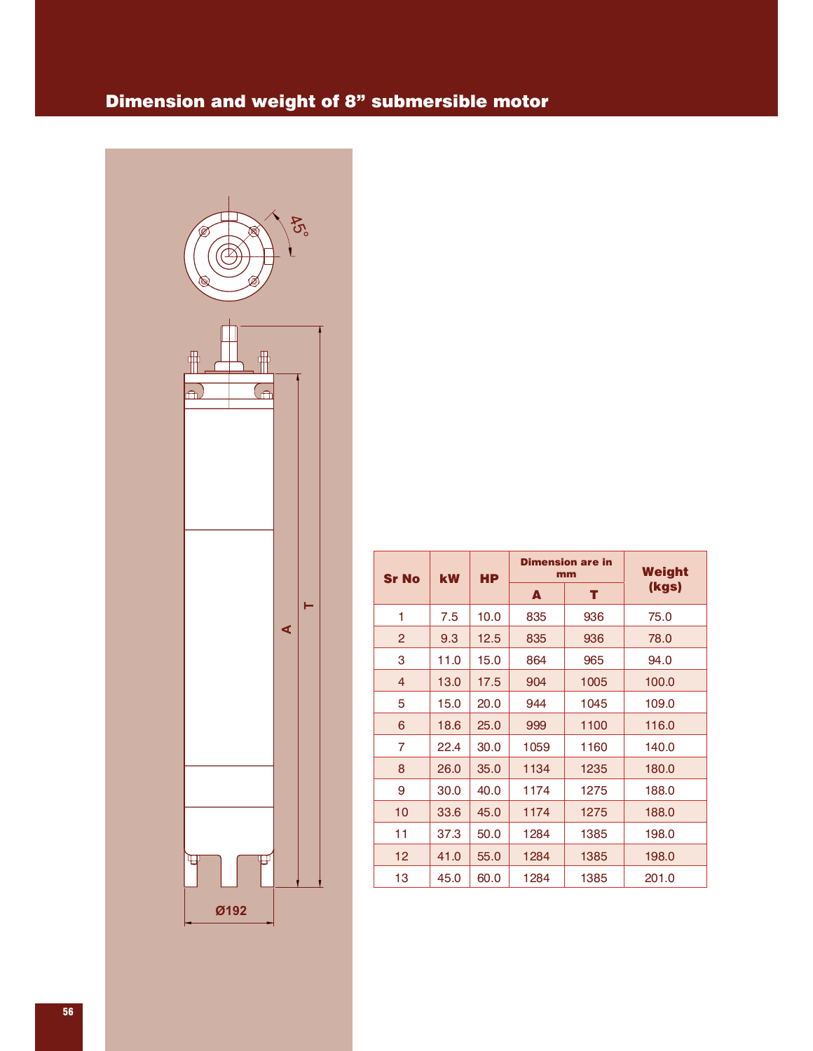## Dimension and weight of 8" submersible motor

| Sr No | kW | HP | Dimension are in mm | | Weight (kgs) |
|---|---|---|---|---|---|
| | | | A | T | |
| 1 | 7.5 | 10.0 | 835 | 936 | 75.0 |
| 2 | 9.3 | 12.5 | 835 | 936 | 78.0 |
| 3 | 11.0 | 15.0 | 864 | 965 | 94.0 |
| 4 | 13.0 | 17.5 | 904 | 1005 | 100.0 |
| 5 | 15.0 | 20.0 | 944 | 1045 | 109.0 |
| 6 | 18.6 | 25.0 | 999 | 1100 | 116.0 |
| 7 | 22.4 | 30.0 | 1059 | 1160 | 140.0 |
| 8 | 26.0 | 35.0 | 1134 | 1235 | 180.0 |
| 9 | 30.0 | 40.0 | 1174 | 1275 | 188.0 |
| 10 | 33.6 | 45.0 | 1174 | 1275 | 188.0 |
| 11 | 37.3 | 50.0 | 1284 | 1385 | 198.0 |
| 12 | 41.0 | 55.0 | 1284 | 1385 | 198.0 |
| 13 | 45.0 | 60.0 | 1284 | 1385 | 201.0 |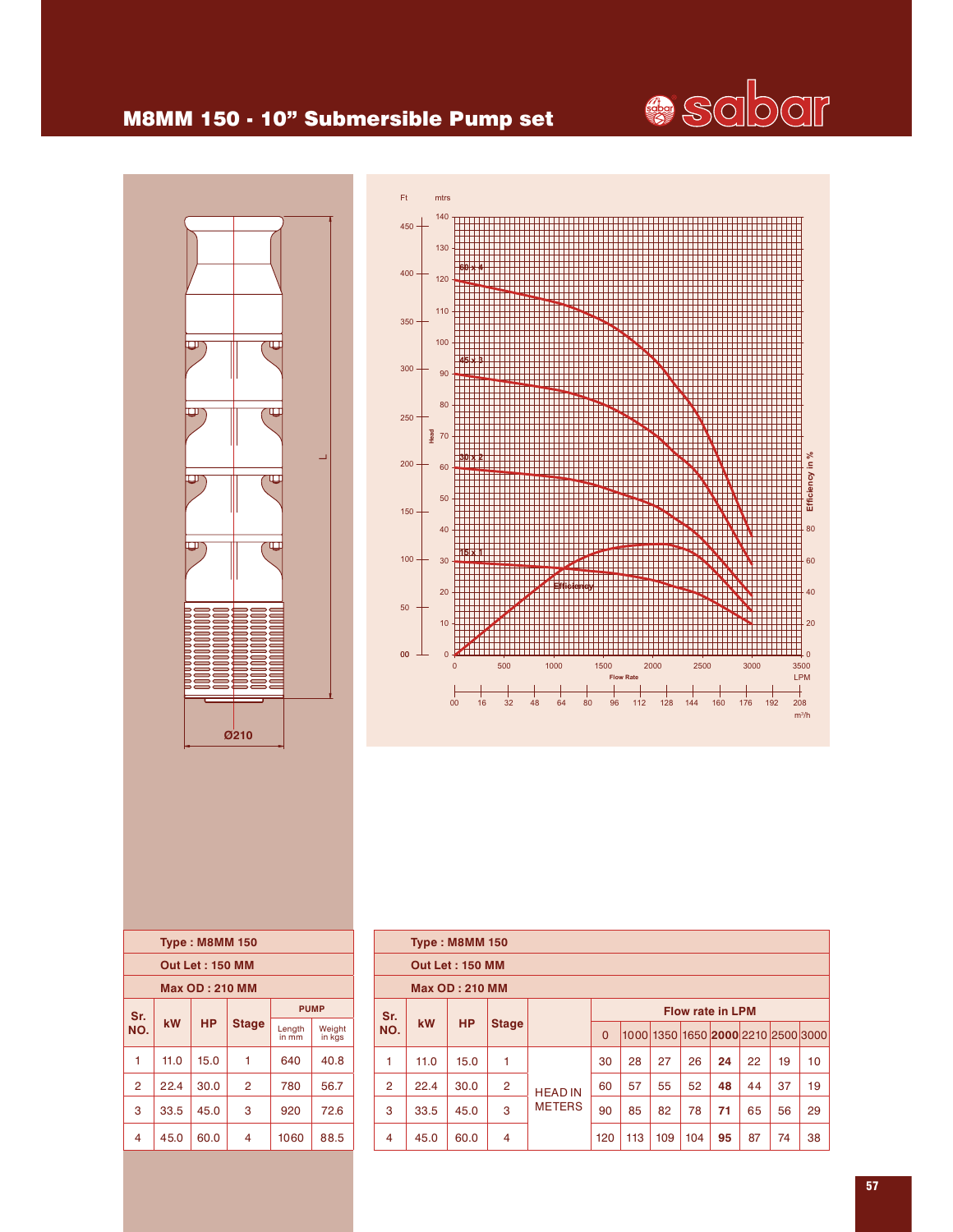# M8MM 150 - 10" Submersible Pump set

sabar

Type : M8MM 150

Out Let : 150 MM

Max OD : 210 MM

| Sr. NO. | kW | HP | Stage | PUMP Length in mm | PUMP Weight in kgs |
|---|---|---|---|---|---|
| 1 | 11.0 | 15.0 | 1 | 640 | 40.8 |
| 2 | 22.4 | 30.0 | 2 | 780 | 56.7 |
| 3 | 33.5 | 45.0 | 3 | 920 | 72.6 |
| 4 | 45.0 | 60.0 | 4 | 1060 | 88.5 |

Type : M8MM 150

Out Let : 150 MM

Max OD : 210 MM

| Sr. NO. | kW | HP | Stage | | Flow rate in LPM 0 | 1000 | 1350 | 1650 | **2000** | 2210 | 2500 | 3000 |
|---|---|---|---|---|---|---|---|---|---|---|---|---|
| 1 | 11.0 | 15.0 | 1 | HEAD IN METERS | 30 | 28 | 27 | 26 | **24** | 22 | 19 | 10 |
| 2 | 22.4 | 30.0 | 2 | HEAD IN METERS | 60 | 57 | 55 | 52 | **48** | 44 | 37 | 19 |
| 3 | 33.5 | 45.0 | 3 | HEAD IN METERS | 90 | 85 | 82 | 78 | **71** | 65 | 56 | 29 |
| 4 | 45.0 | 60.0 | 4 | HEAD IN METERS | 120 | 113 | 109 | 104 | **95** | 87 | 74 | 38 |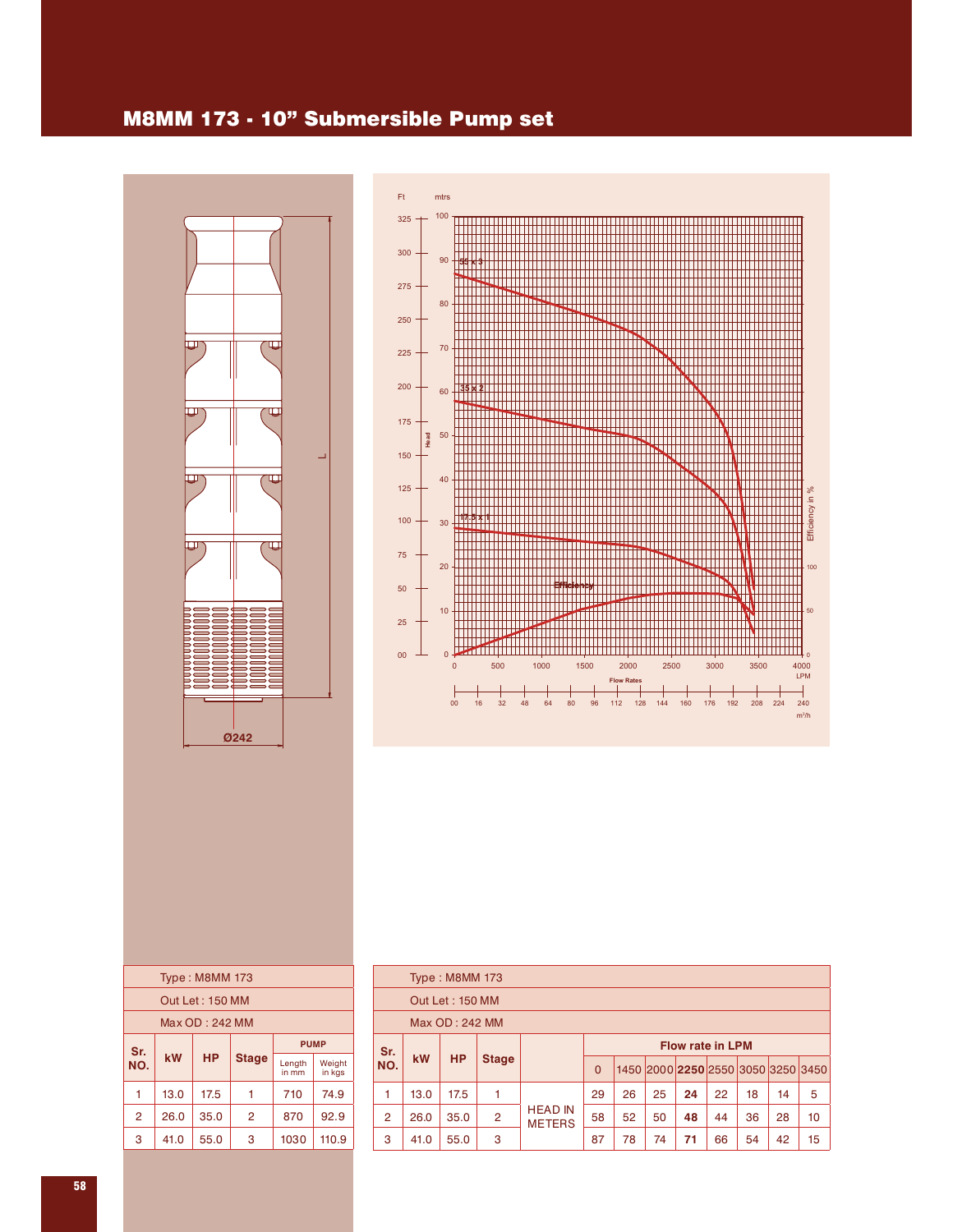# M8MM 173 - 10" Submersible Pump set

Type : M8MM 173

Out Let : 150 MM

Max OD : 242 MM

| Sr. NO. | kW | HP | Stage | PUMP Length in mm | PUMP Weight in kgs |
|---|---|---|---|---|---|
| 1 | 13.0 | 17.5 | 1 | 710 | 74.9 |
| 2 | 26.0 | 35.0 | 2 | 870 | 92.9 |
| 3 | 41.0 | 55.0 | 3 | 1030 | 110.9 |

Type : M8MM 173

Out Let : 150 MM

Max OD : 242 MM

| Sr. NO. | kW | HP | Stage | | Flow rate in LPM | | | | | | | |
|---|---|---|---|---|---|---|---|---|---|---|---|---|
| | | | | | 0 | 1450 | 2000 | **2250** | 2550 | 3050 | 3250 | 3450 |
| 1 | 13.0 | 17.5 | 1 | HEAD IN METERS | 29 | 26 | 25 | **24** | 22 | 18 | 14 | 5 |
| 2 | 26.0 | 35.0 | 2 | HEAD IN METERS | 58 | 52 | 50 | **48** | 44 | 36 | 28 | 10 |
| 3 | 41.0 | 55.0 | 3 | HEAD IN METERS | 87 | 78 | 74 | **71** | 66 | 54 | 42 | 15 |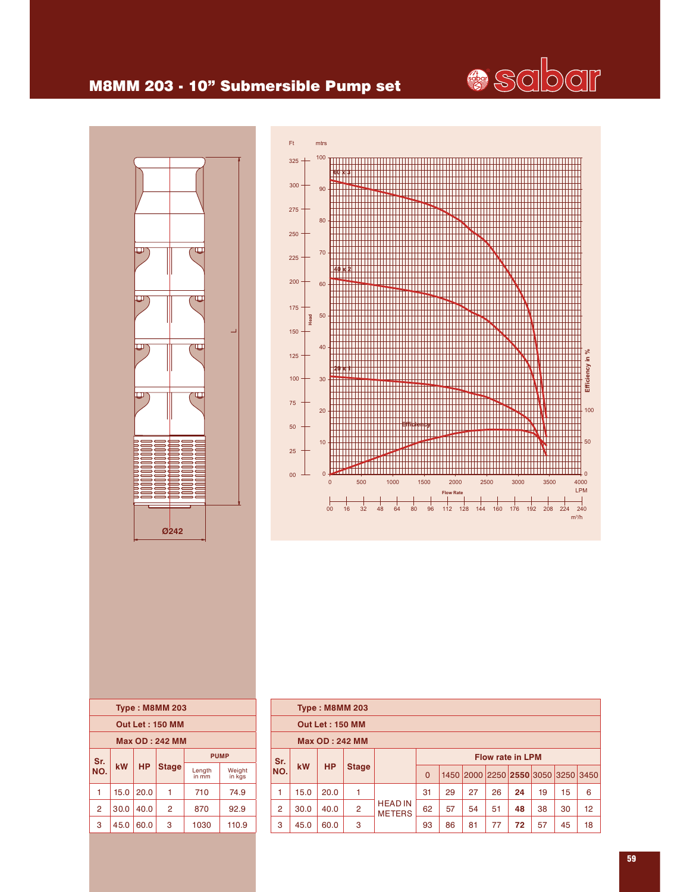# M8MM 203 - 10" Submersible Pump set

sabar

Ø242

L

| Type : M8MM 203 | | | | | |
|---|---|---|---|---|---|
| Out Let : 150 MM | | | | | |
| Max OD : 242 MM | | | | | |
| Sr. NO. | kW | HP | Stage | PUMP | |
| | | | | Length in mm | Weight in kgs |
| 1 | 15.0 | 20.0 | 1 | 710 | 74.9 |
| 2 | 30.0 | 40.0 | 2 | 870 | 92.9 |
| 3 | 45.0 | 60.0 | 3 | 1030 | 110.9 |

| Type : M8MM 203 | | | | | | | | | | | | |
|---|---|---|---|---|---|---|---|---|---|---|---|---|
| Out Let : 150 MM | | | | | | | | | | | | |
| Max OD : 242 MM | | | | | | | | | | | | |
| Sr. NO. | kW | HP | Stage | | Flow rate in LPM | | | | | | | |
| | | | | | 0 | 1450 | 2000 | 2250 | **2550** | 3050 | 3250 | 3450 |
| 1 | 15.0 | 20.0 | 1 | HEAD IN METERS | 31 | 29 | 27 | 26 | **24** | 19 | 15 | 6 |
| 2 | 30.0 | 40.0 | 2 | | 62 | 57 | 54 | 51 | **48** | 38 | 30 | 12 |
| 3 | 45.0 | 60.0 | 3 | | 93 | 86 | 81 | 77 | **72** | 57 | 45 | 18 |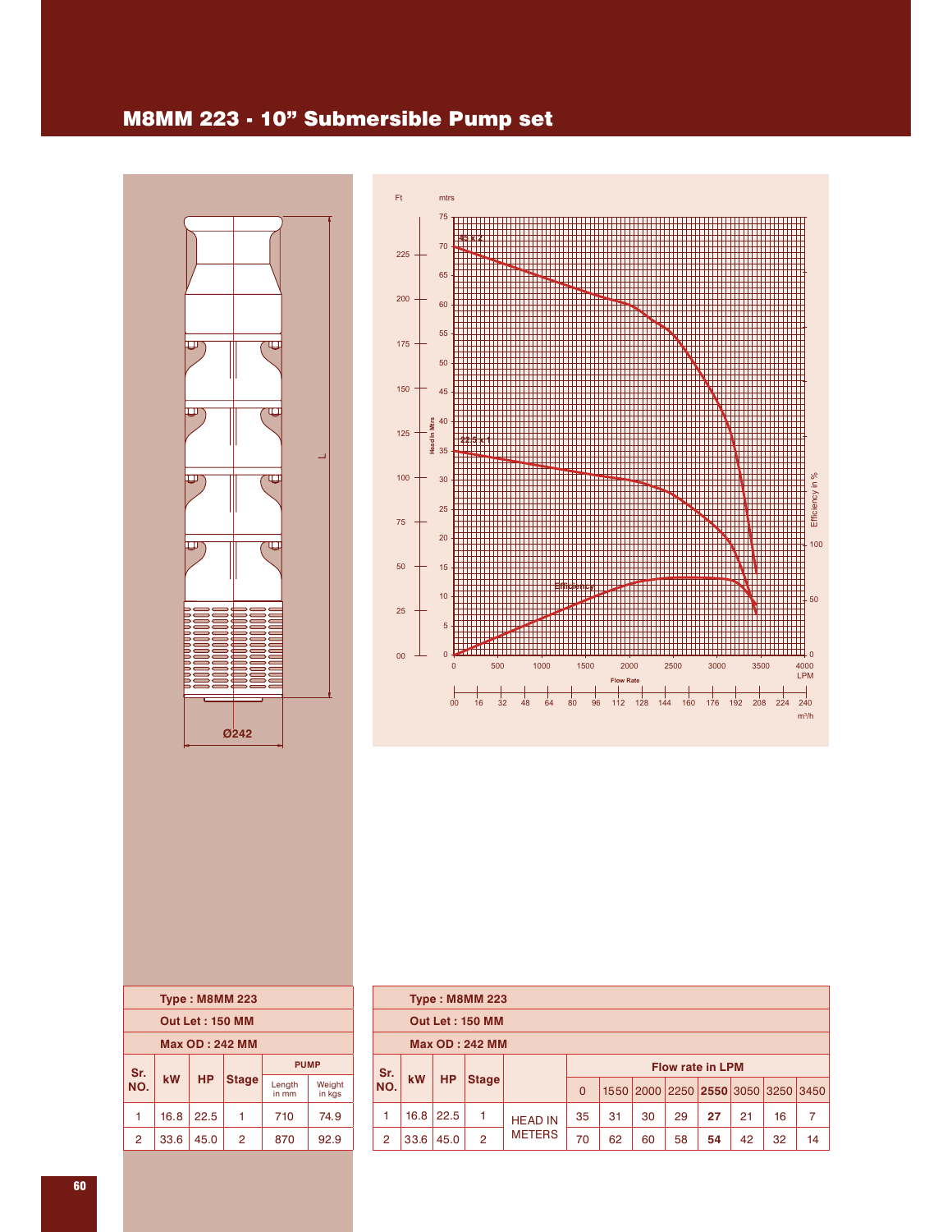# M8MM 223 - 10" Submersible Pump set

| Type : M8MM 223 | | | | | |
|---|---|---|---|---|---|
| Out Let : 150 MM | | | | | |
| Max OD : 242 MM | | | | | |
| Sr. NO. | kW | HP | Stage | PUMP | |
| | | | | Length in mm | Weight in kgs |
| 1 | 16.8 | 22.5 | 1 | 710 | 74.9 |
| 2 | 33.6 | 45.0 | 2 | 870 | 92.9 |

| Type : M8MM 223 | | | | | | | | | | | | |
|---|---|---|---|---|---|---|---|---|---|---|---|---|
| Out Let : 150 MM | | | | | | | | | | | | |
| Max OD : 242 MM | | | | | | | | | | | | |
| Sr. NO. | kW | HP | Stage | | Flow rate in LPM | | | | | | | |
| | | | | | 0 | 1550 | 2000 | 2250 | **2550** | 3050 | 3250 | 3450 |
| 1 | 16.8 | 22.5 | 1 | HEAD IN METERS | 35 | 31 | 30 | 29 | **27** | 21 | 16 | 7 |
| 2 | 33.6 | 45.0 | 2 | | 70 | 62 | 60 | 58 | **54** | 42 | 32 | 14 |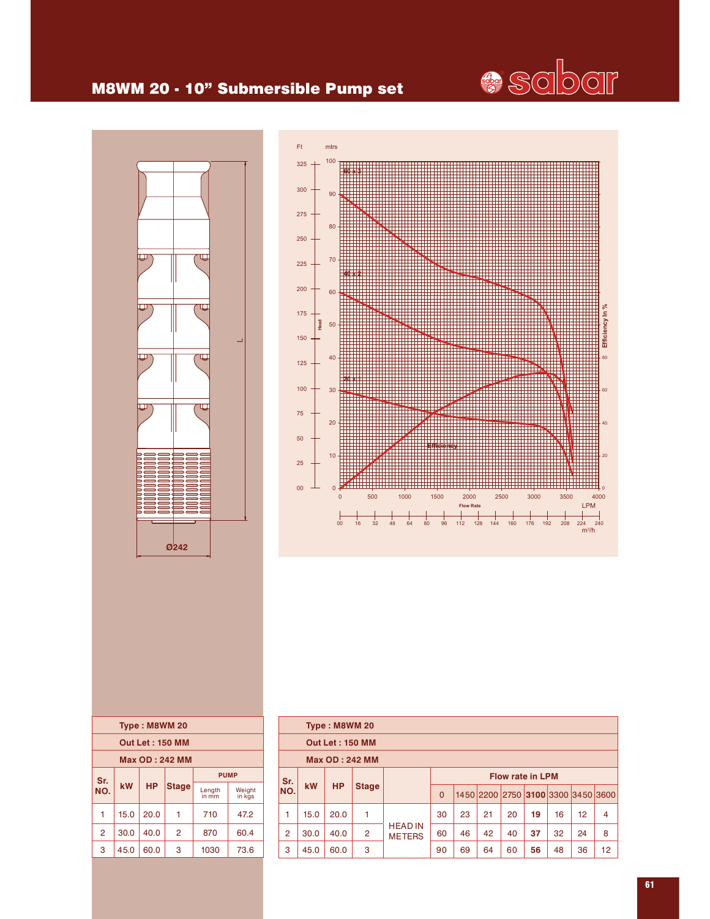# M8WM 20 - 10" Submersible Pump set

| Sr. NO. | kW | HP | Stage | PUMP Length in mm | PUMP Weight in kgs |
|---|---|---|---|---|---|
| Type : M8WM 20 | | | | | |
| Out Let : 150 MM | | | | | |
| Max OD : 242 MM | | | | | |
| 1 | 15.0 | 20.0 | 1 | 710 | 47.2 |
| 2 | 30.0 | 40.0 | 2 | 870 | 60.4 |
| 3 | 45.0 | 60.0 | 3 | 1030 | 73.6 |

| Sr. NO. | kW | HP | Stage | | Flow rate in LPM | | | | | | | |
|---|---|---|---|---|---|---|---|---|---|---|---|---|
| Type : M8WM 20 | | | | | | | | | | | | |
| Out Let : 150 MM | | | | | | | | | | | | |
| Max OD : 242 MM | | | | | | | | | | | | |
| | | | | | 0 | 1450 | 2200 | 2750 | **3100** | 3300 | 3450 | 3600 |
| 1 | 15.0 | 20.0 | 1 | HEAD IN METERS | 30 | 23 | 21 | 20 | **19** | 16 | 12 | 4 |
| 2 | 30.0 | 40.0 | 2 | HEAD IN METERS | 60 | 46 | 42 | 40 | **37** | 32 | 24 | 8 |
| 3 | 45.0 | 60.0 | 3 | HEAD IN METERS | 90 | 69 | 64 | 60 | **56** | 48 | 36 | 12 |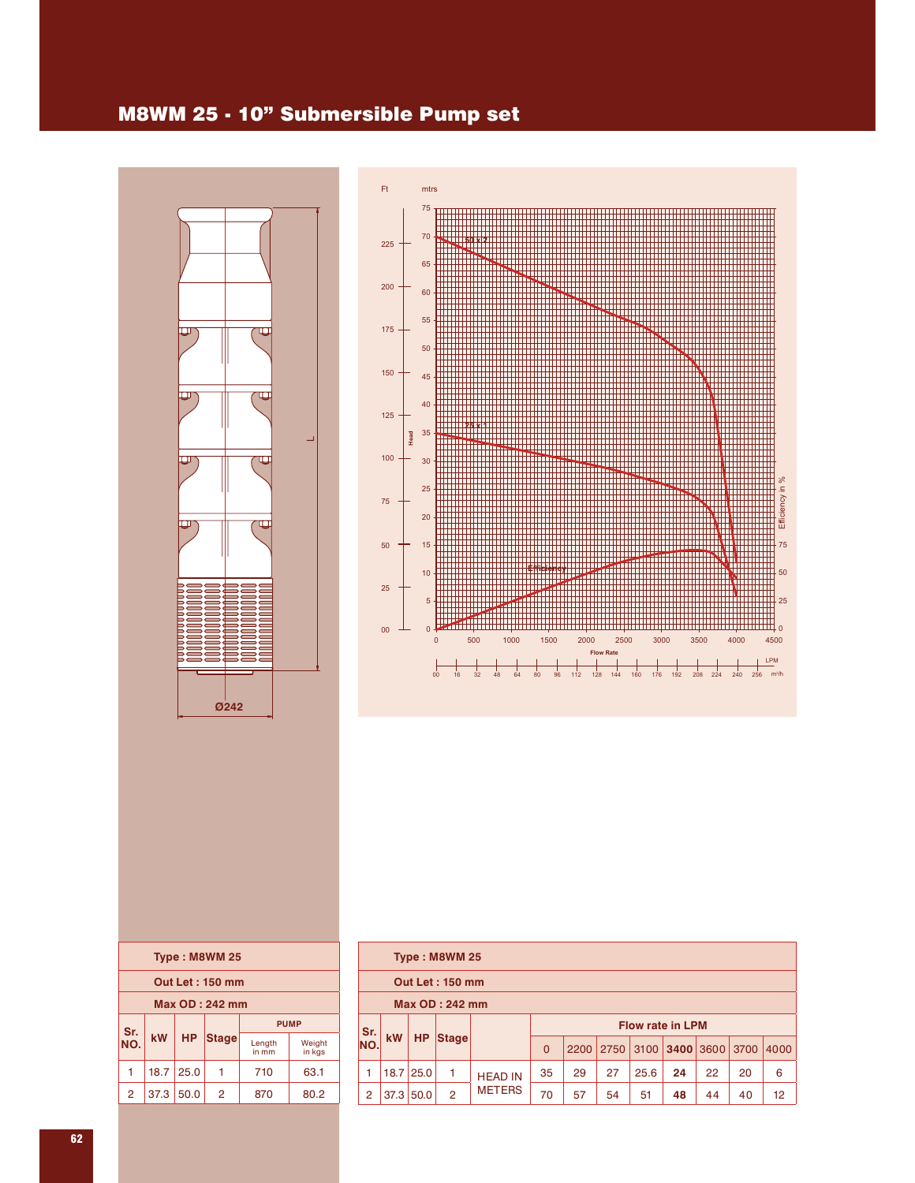# M8WM 25 - 10" Submersible Pump set

| Sr. NO. | kW | HP | Stage | PUMP Length in mm | PUMP Weight in kgs |
|---|---|---|---|---|---|
| Type : M8WM 25 | | | | | |
| Out Let : 150 mm | | | | | |
| Max OD : 242 mm | | | | | |
| 1 | 18.7 | 25.0 | 1 | 710 | 63.1 |
| 2 | 37.3 | 50.0 | 2 | 870 | 80.2 |

| Sr. NO. | kW | HP | Stage | | Flow rate in LPM | | | | | | | |
|---|---|---|---|---|---|---|---|---|---|---|---|---|
| | | | | | 0 | 2200 | 2750 | 3100 | **3400** | 3600 | 3700 | 4000 |
| Type : M8WM 25 | | | | | | | | | | | | |
| Out Let : 150 mm | | | | | | | | | | | | |
| Max OD : 242 mm | | | | | | | | | | | | |
| 1 | 18.7 | 25.0 | 1 | HEAD IN METERS | 35 | 29 | 27 | 25.6 | **24** | 22 | 20 | 6 |
| 2 | 37.3 | 50.0 | 2 | HEAD IN METERS | 70 | 57 | 54 | 51 | **48** | 44 | 40 | 12 |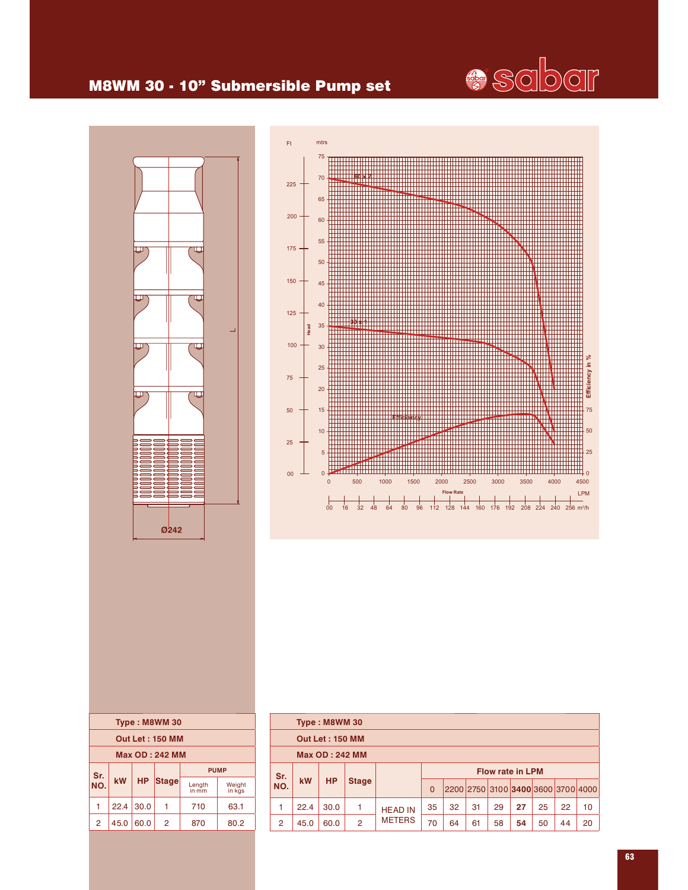# M8WM 30 - 10" Submersible Pump set

| Sr. NO. | kW | HP | Stage | PUMP | |
|---|---|---|---|---|---|
| | | | | Length in mm | Weight in kgs |
| 1 | 22.4 | 30.0 | 1 | 710 | 63.1 |
| 2 | 45.0 | 60.0 | 2 | 870 | 80.2 |

Type : M8WM 30
Out Let : 150 MM
Max OD : 242 MM

| Sr. NO. | kW | HP | Stage | | Flow rate in LPM | | | | | | | |
|---|---|---|---|---|---|---|---|---|---|---|---|---|
| | | | | | 0 | 2200 | 2750 | 3100 | **3400** | 3600 | 3700 | 4000 |
| 1 | 22.4 | 30.0 | 1 | HEAD IN METERS | 35 | 32 | 31 | 29 | **27** | 25 | 22 | 10 |
| 2 | 45.0 | 60.0 | 2 | | 70 | 64 | 61 | 58 | **54** | 50 | 44 | 20 |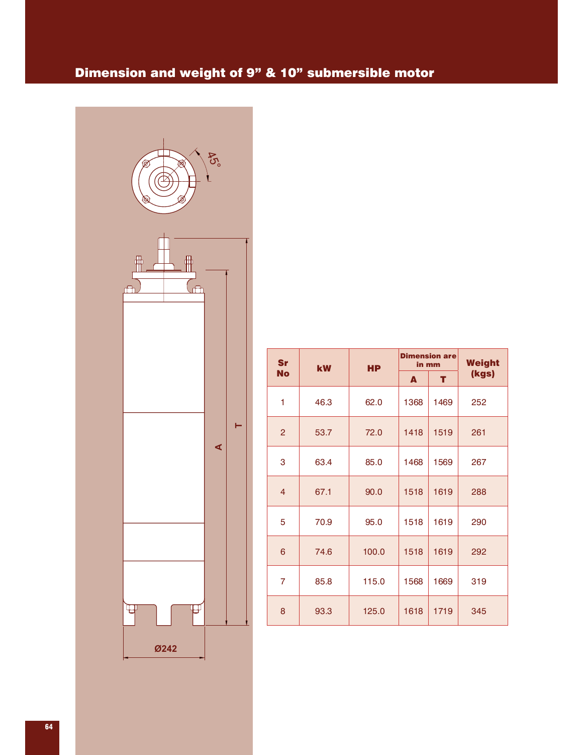## Dimension and weight of 9" & 10" submersible motor

| Sr No | kW | HP | Dimension are in mm | | Weight (kgs) |
|---|---|---|---|---|---|
| | | | A | T | |
| 1 | 46.3 | 62.0 | 1368 | 1469 | 252 |
| 2 | 53.7 | 72.0 | 1418 | 1519 | 261 |
| 3 | 63.4 | 85.0 | 1468 | 1569 | 267 |
| 4 | 67.1 | 90.0 | 1518 | 1619 | 288 |
| 5 | 70.9 | 95.0 | 1518 | 1619 | 290 |
| 6 | 74.6 | 100.0 | 1518 | 1619 | 292 |
| 7 | 85.8 | 115.0 | 1568 | 1669 | 319 |
| 8 | 93.3 | 125.0 | 1618 | 1719 | 345 |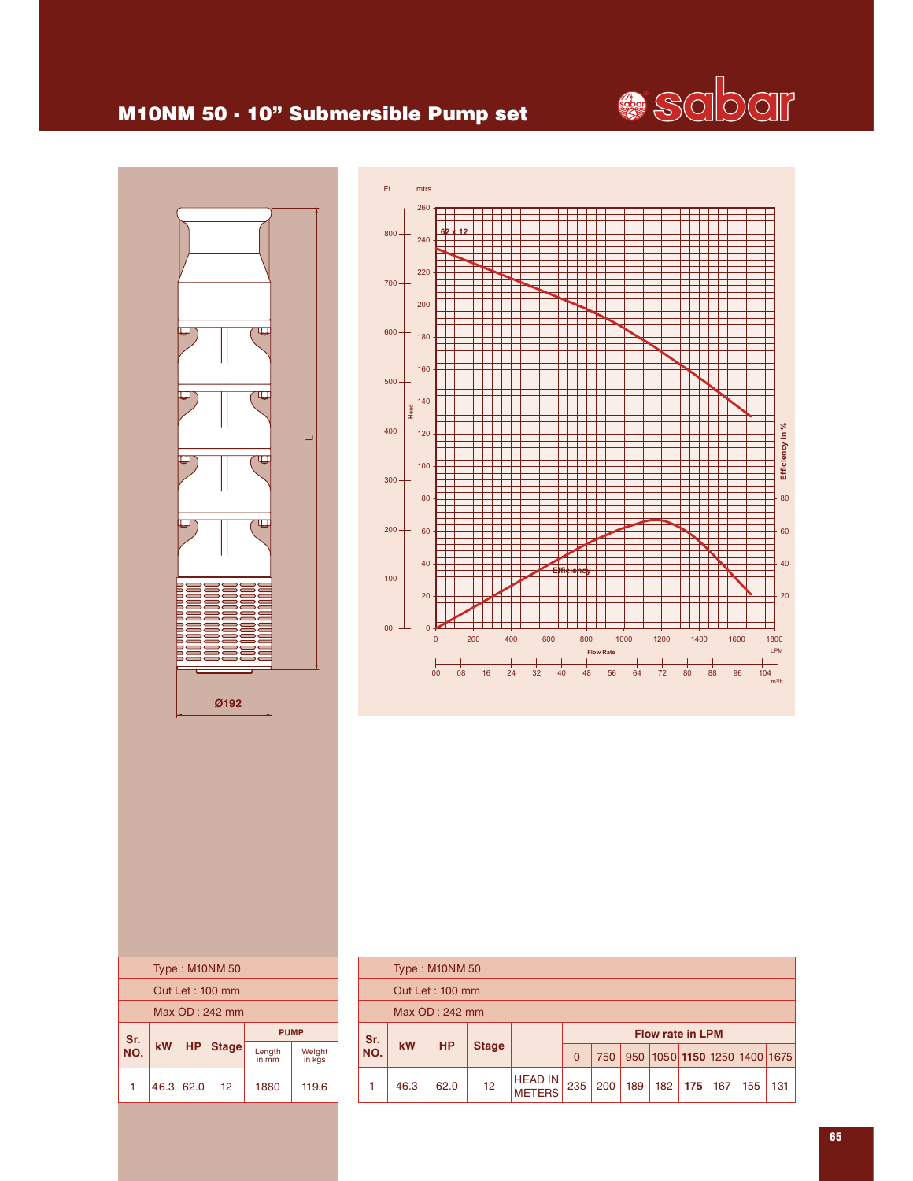# M10NM 50 - 10" Submersible Pump set

| Type : M10NM 50 | | | | | |
|---|---|---|---|---|---|
| Out Let : 100 mm | | | | | |
| Max OD : 242 mm | | | | | |
| Sr. NO. | kW | HP | Stage | PUMP | |
| | | | | Length in mm | Weight in kgs |
| 1 | 46.3 | 62.0 | 12 | 1880 | 119.6 |

| Type : M10NM 50 | | | | | | | | | | | | |
|---|---|---|---|---|---|---|---|---|---|---|---|---|
| Out Let : 100 mm | | | | | | | | | | | | |
| Max OD : 242 mm | | | | | | | | | | | | |
| Sr. NO. | kW | HP | Stage | | Flow rate in LPM | | | | | | | |
| | | | | | 0 | 750 | 950 | 1050 | **1150** | 1250 | 1400 | 1675 |
| 1 | 46.3 | 62.0 | 12 | HEAD IN METERS | 235 | 200 | 189 | 182 | **175** | 167 | 155 | 131 |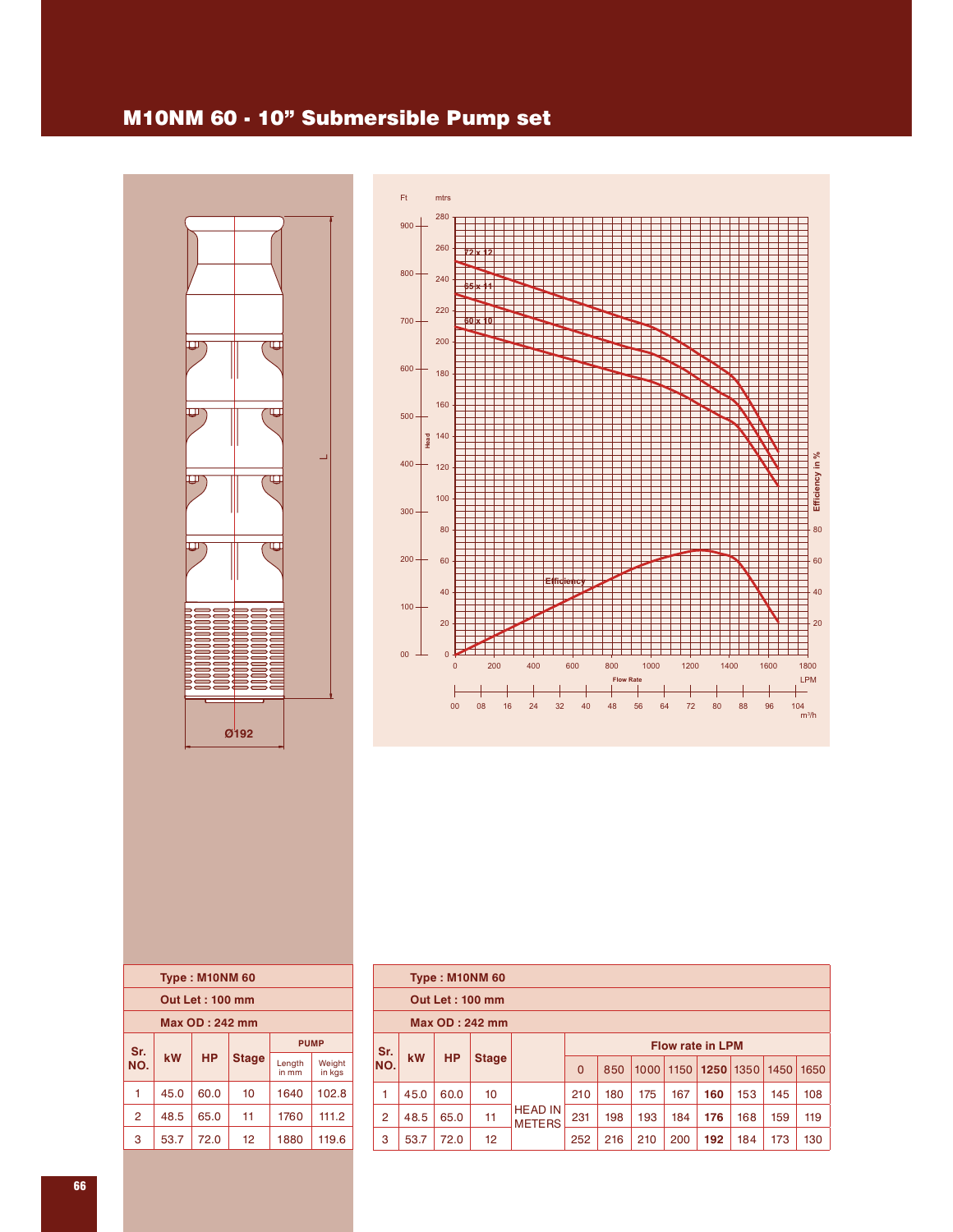# M10NM 60 - 10" Submersible Pump set

| Type : M10NM 60 | | | | | |
|---|---|---|---|---|---|
| Out Let : 100 mm | | | | | |
| Max OD : 242 mm | | | | | |
| Sr. NO. | kW | HP | Stage | PUMP | |
| | | | | Length in mm | Weight in kgs |
| 1 | 45.0 | 60.0 | 10 | 1640 | 102.8 |
| 2 | 48.5 | 65.0 | 11 | 1760 | 111.2 |
| 3 | 53.7 | 72.0 | 12 | 1880 | 119.6 |

| Type : M10NM 60 | | | | | | | | | | | | |
|---|---|---|---|---|---|---|---|---|---|---|---|---|
| Out Let : 100 mm | | | | | | | | | | | | |
| Max OD : 242 mm | | | | | | | | | | | | |
| Sr. NO. | kW | HP | Stage | | Flow rate in LPM | | | | | | | |
| | | | | | 0 | 850 | 1000 | 1150 | **1250** | 1350 | 1450 | 1650 |
| 1 | 45.0 | 60.0 | 10 | HEAD IN METERS | 210 | 180 | 175 | 167 | **160** | 153 | 145 | 108 |
| 2 | 48.5 | 65.0 | 11 | | 231 | 198 | 193 | 184 | **176** | 168 | 159 | 119 |
| 3 | 53.7 | 72.0 | 12 | | 252 | 216 | 210 | 200 | **192** | 184 | 173 | 130 |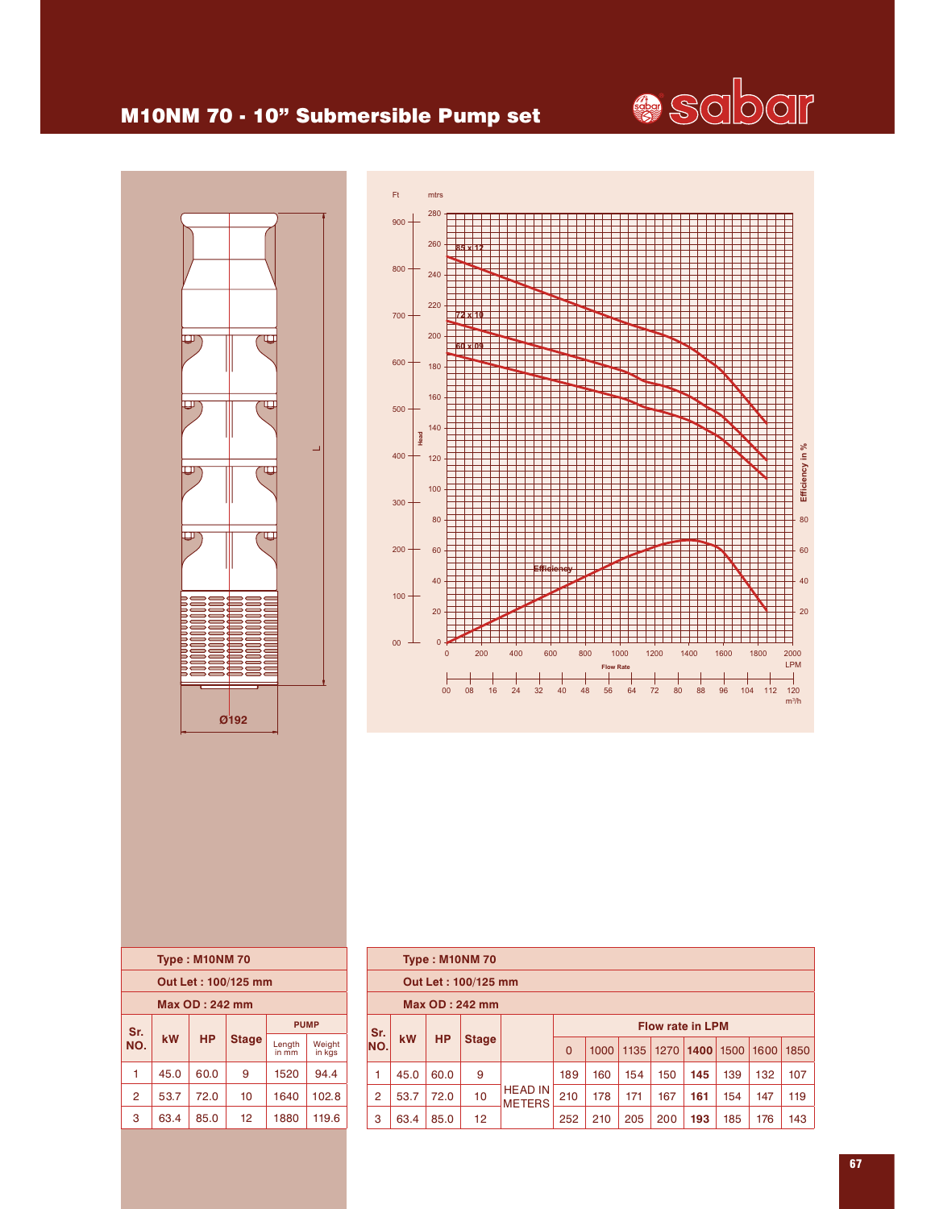# M10NM 70 - 10" Submersible Pump set

sabar

L

Ø192

| Type : M10NM 70 | | | | | |
|---|---|---|---|---|---|
| Out Let : 100/125 mm | | | | | |
| Max OD : 242 mm | | | | | |
| Sr. NO. | kW | HP | Stage | PUMP | |
| | | | | Length in mm | Weight in kgs |
| 1 | 45.0 | 60.0 | 9 | 1520 | 94.4 |
| 2 | 53.7 | 72.0 | 10 | 1640 | 102.8 |
| 3 | 63.4 | 85.0 | 12 | 1880 | 119.6 |

| Type : M10NM 70 | | | | | | | | | | | | |
|---|---|---|---|---|---|---|---|---|---|---|---|---|
| Out Let : 100/125 mm | | | | | | | | | | | | |
| Max OD : 242 mm | | | | | | | | | | | | |
| Sr. NO. | kW | HP | Stage | | Flow rate in LPM | | | | | | | |
| | | | | | 0 | 1000 | 1135 | 1270 | **1400** | 1500 | 1600 | 1850 |
| 1 | 45.0 | 60.0 | 9 | HEAD IN METERS | 189 | 160 | 154 | 150 | **145** | 139 | 132 | 107 |
| 2 | 53.7 | 72.0 | 10 | | 210 | 178 | 171 | 167 | **161** | 154 | 147 | 119 |
| 3 | 63.4 | 85.0 | 12 | | 252 | 210 | 205 | 200 | **193** | 185 | 176 | 143 |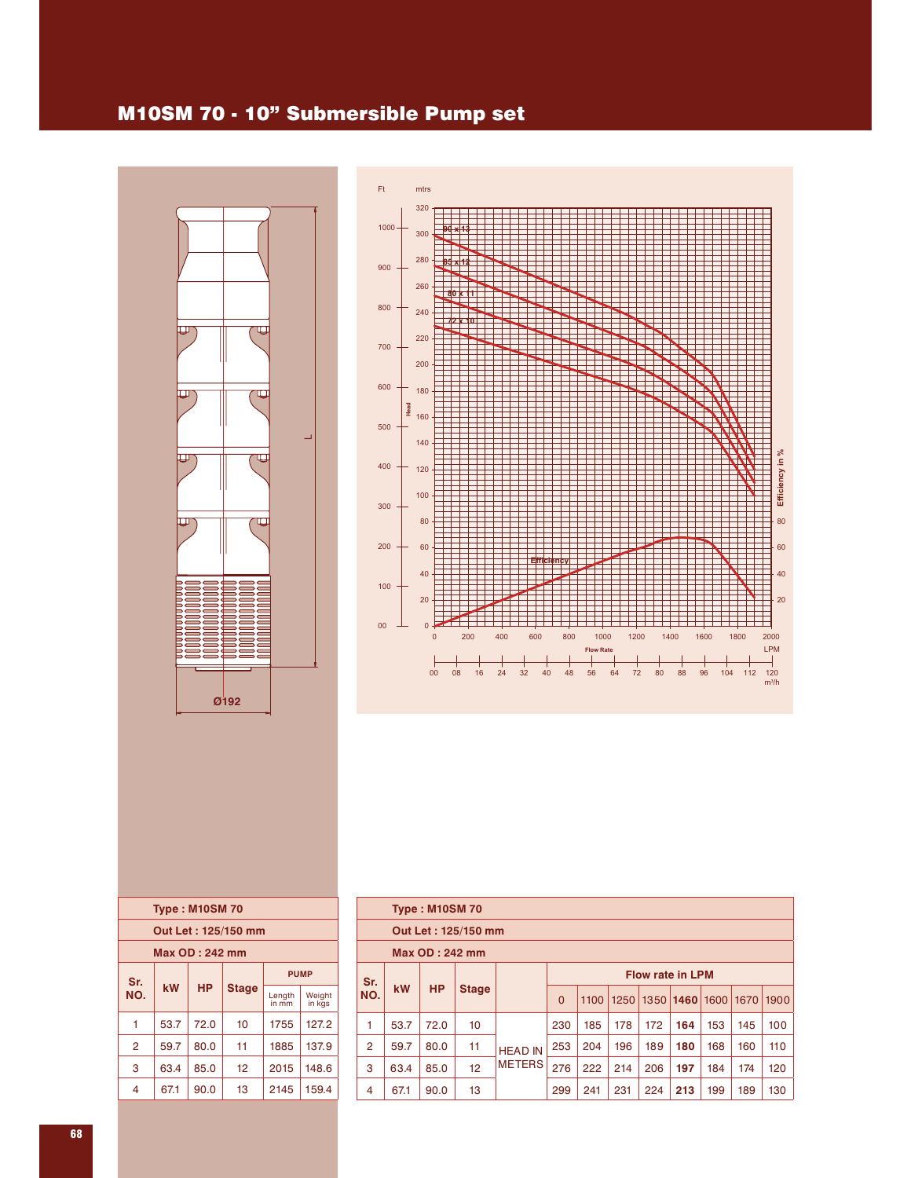# M10SM 70 - 10” Submersible Pump set

Ø192

L

| Type : M10SM 70 | | | | | |
|---|---|---|---|---|---|
| **Out Let : 125/150 mm** | | | | | |
| **Max OD : 242 mm** | | | | | |
| **Sr. NO.** | **kW** | **HP** | **Stage** | **PUMP** | |
| | | | | Length in mm | Weight in kgs |
| 1 | 53.7 | 72.0 | 10 | 1755 | 127.2 |
| 2 | 59.7 | 80.0 | 11 | 1885 | 137.9 |
| 3 | 63.4 | 85.0 | 12 | 2015 | 148.6 |
| 4 | 67.1 | 90.0 | 13 | 2145 | 159.4 |

| Type : M10SM 70 | | | | | | | | | | | | |
|---|---|---|---|---|---|---|---|---|---|---|---|---|
| **Out Let : 125/150 mm** | | | | | | | | | | | | |
| **Max OD : 242 mm** | | | | | | | | | | | | |
| **Sr. NO.** | **kW** | **HP** | **Stage** | | **Flow rate in LPM** | | | | | | | |
| | | | | | 0 | 1100 | 1250 | 1350 | **1460** | 1600 | 1670 | 1900 |
| 1 | 53.7 | 72.0 | 10 | HEAD IN METERS | 230 | 185 | 178 | 172 | **164** | 153 | 145 | 100 |
| 2 | 59.7 | 80.0 | 11 | | 253 | 204 | 196 | 189 | **180** | 168 | 160 | 110 |
| 3 | 63.4 | 85.0 | 12 | | 276 | 222 | 214 | 206 | **197** | 184 | 174 | 120 |
| 4 | 67.1 | 90.0 | 13 | | 299 | 241 | 231 | 224 | **213** | 199 | 189 | 130 |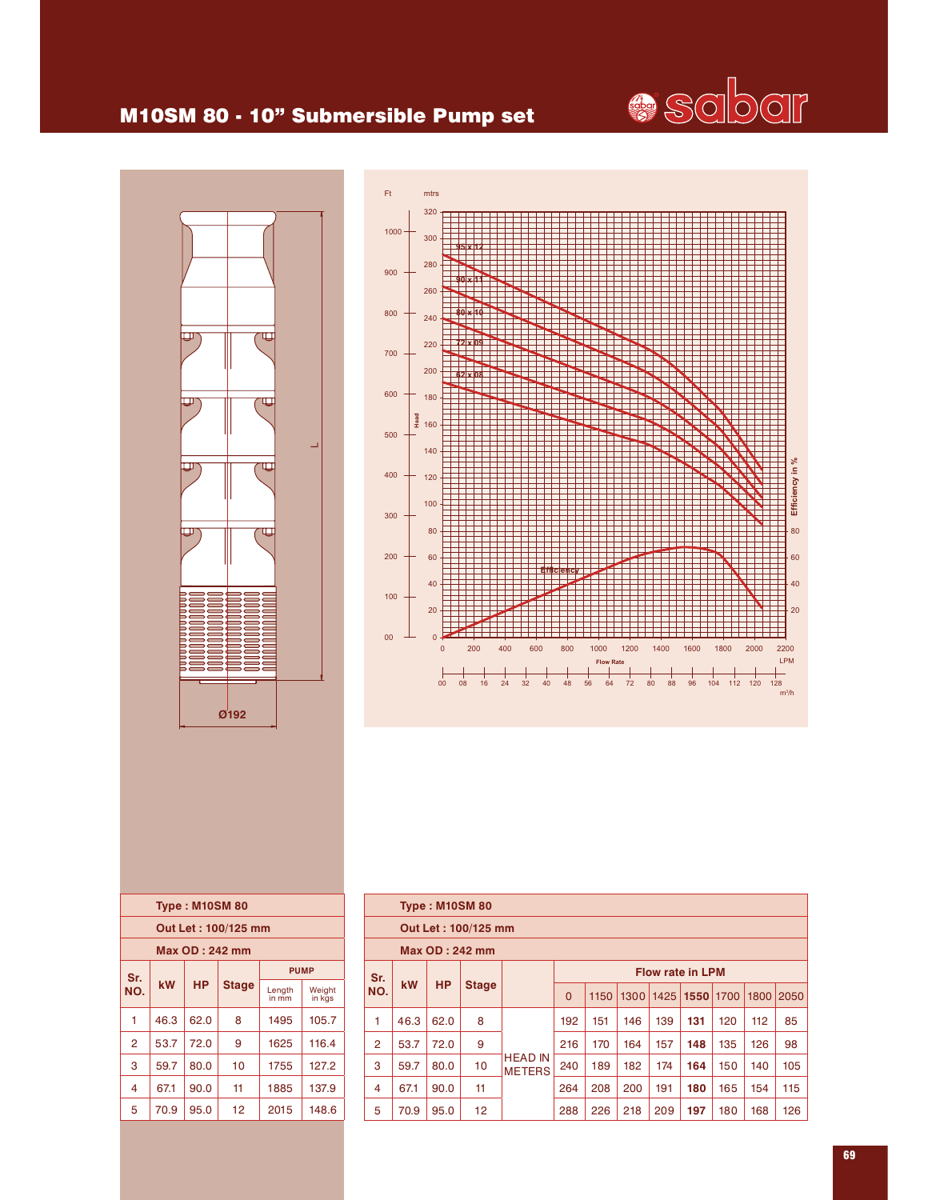# M10SM 80 - 10" Submersible Pump set

| Type : M10SM 80 | | | | | |
|---|---|---|---|---|---|
| Out Let : 100/125 mm | | | | | |
| Max OD : 242 mm | | | | | |
| Sr. NO. | kW | HP | Stage | PUMP | |
| | | | | Length in mm | Weight in kgs |
| 1 | 46.3 | 62.0 | 8 | 1495 | 105.7 |
| 2 | 53.7 | 72.0 | 9 | 1625 | 116.4 |
| 3 | 59.7 | 80.0 | 10 | 1755 | 127.2 |
| 4 | 67.1 | 90.0 | 11 | 1885 | 137.9 |
| 5 | 70.9 | 95.0 | 12 | 2015 | 148.6 |

| Type : M10SM 80 | | | | | | | | | | | | |
|---|---|---|---|---|---|---|---|---|---|---|---|---|
| Out Let : 100/125 mm | | | | | | | | | | | | |
| Max OD : 242 mm | | | | | | | | | | | | |
| Sr. NO. | kW | HP | Stage | | Flow rate in LPM | | | | | | | |
| | | | | | 0 | 1150 | 1300 | 1425 | **1550** | 1700 | 1800 | 2050 |
| 1 | 46.3 | 62.0 | 8 | HEAD IN METERS | 192 | 151 | 146 | 139 | **131** | 120 | 112 | 85 |
| 2 | 53.7 | 72.0 | 9 | | 216 | 170 | 164 | 157 | **148** | 135 | 126 | 98 |
| 3 | 59.7 | 80.0 | 10 | | 240 | 189 | 182 | 174 | **164** | 150 | 140 | 105 |
| 4 | 67.1 | 90.0 | 11 | | 264 | 208 | 200 | 191 | **180** | 165 | 154 | 115 |
| 5 | 70.9 | 95.0 | 12 | | 288 | 226 | 218 | 209 | **197** | 180 | 168 | 126 |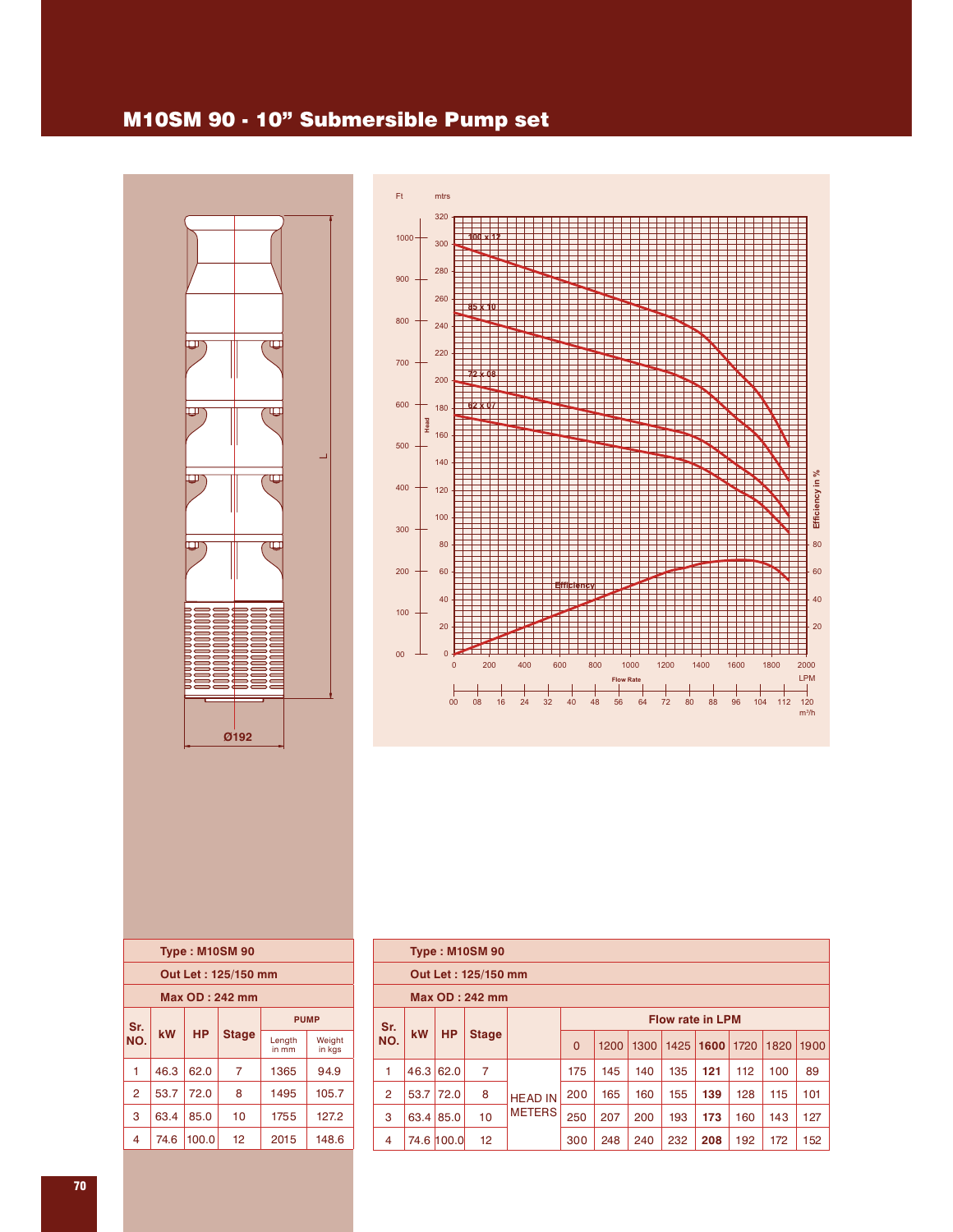# M10SM 90 - 10" Submersible Pump set

| Type : M10SM 90 | | | | | |
|---|---|---|---|---|---|
| Out Let : 125/150 mm | | | | | |
| Max OD : 242 mm | | | | | |
| Sr. NO. | kW | HP | Stage | PUMP | |
| | | | | Length in mm | Weight in kgs |
| 1 | 46.3 | 62.0 | 7 | 1365 | 94.9 |
| 2 | 53.7 | 72.0 | 8 | 1495 | 105.7 |
| 3 | 63.4 | 85.0 | 10 | 1755 | 127.2 |
| 4 | 74.6 | 100.0 | 12 | 2015 | 148.6 |

| Type : M10SM 90 | | | | | | | | | | | | |
|---|---|---|---|---|---|---|---|---|---|---|---|---|
| Out Let : 125/150 mm | | | | | | | | | | | | |
| Max OD : 242 mm | | | | | | | | | | | | |
| Sr. NO. | kW | HP | Stage | | Flow rate in LPM | | | | | | | |
| | | | | | 0 | 1200 | 1300 | 1425 | **1600** | 1720 | 1820 | 1900 |
| 1 | 46.3 | 62.0 | 7 | HEAD IN METERS | 175 | 145 | 140 | 135 | **121** | 112 | 100 | 89 |
| 2 | 53.7 | 72.0 | 8 | | 200 | 165 | 160 | 155 | **139** | 128 | 115 | 101 |
| 3 | 63.4 | 85.0 | 10 | | 250 | 207 | 200 | 193 | **173** | 160 | 143 | 127 |
| 4 | 74.6 | 100.0 | 12 | | 300 | 248 | 240 | 232 | **208** | 192 | 172 | 152 |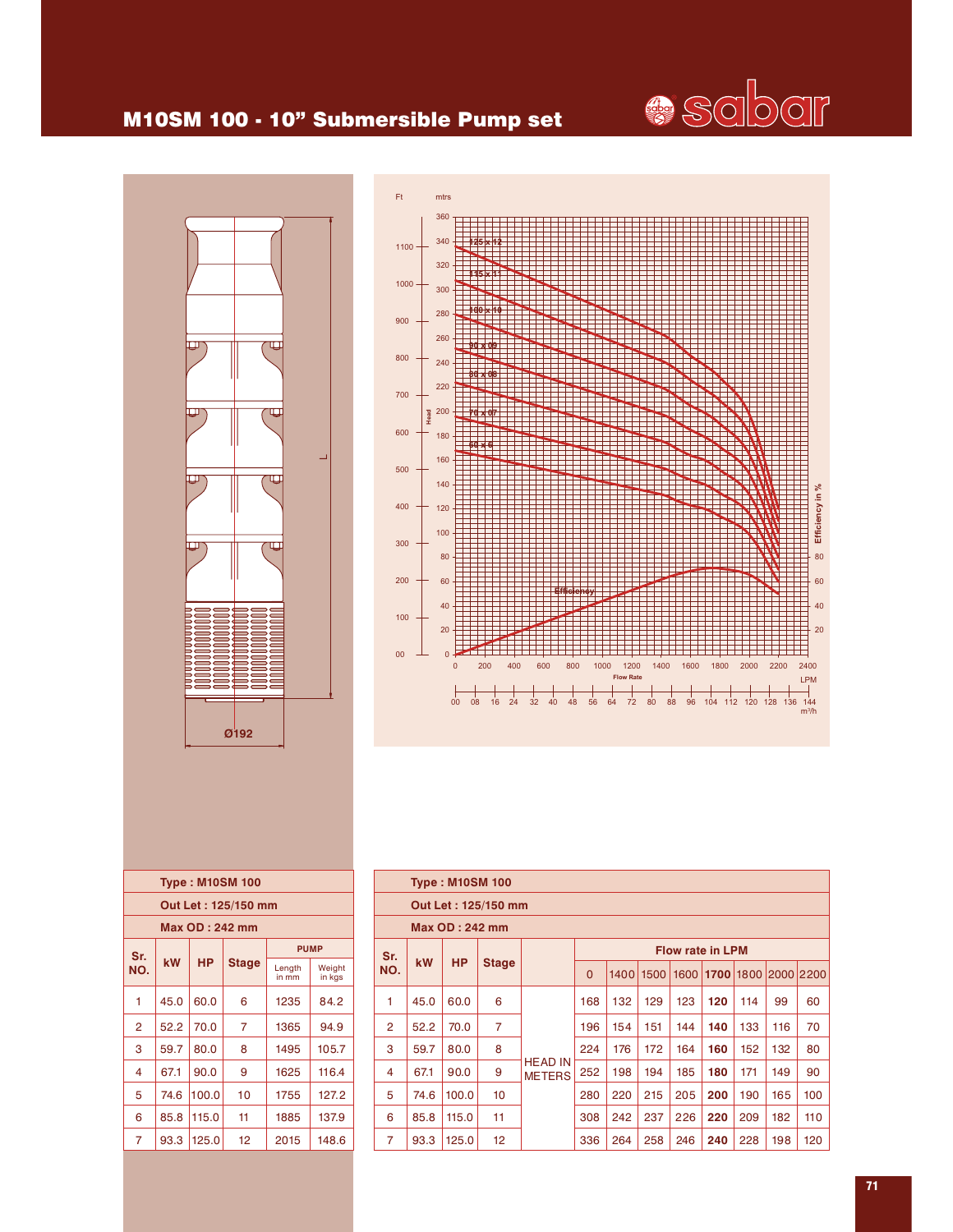## M10SM 100 - 10" Submersible Pump set

| Type : M10SM 100 | | | | | |
|---|---|---|---|---|---|
| Out Let : 125/150 mm | | | | | |
| Max OD : 242 mm | | | | | |
| Sr. NO. | kW | HP | Stage | PUMP | |
| | | | | Length in mm | Weight in kgs |
| 1 | 45.0 | 60.0 | 6 | 1235 | 84.2 |
| 2 | 52.2 | 70.0 | 7 | 1365 | 94.9 |
| 3 | 59.7 | 80.0 | 8 | 1495 | 105.7 |
| 4 | 67.1 | 90.0 | 9 | 1625 | 116.4 |
| 5 | 74.6 | 100.0 | 10 | 1755 | 127.2 |
| 6 | 85.8 | 115.0 | 11 | 1885 | 137.9 |
| 7 | 93.3 | 125.0 | 12 | 2015 | 148.6 |

| Type : M10SM 100 | | | | | | | | | | | | | |
|---|---|---|---|---|---|---|---|---|---|---|---|---|---|
| Out Let : 125/150 mm | | | | | | | | | | | | | |
| Max OD : 242 mm | | | | | | | | | | | | | |
| Sr. NO. | kW | HP | Stage | | Flow rate in LPM | | | | | | | | |
| | | | | | 0 | 1400 | 1500 | 1600 | **1700** | 1800 | 2000 | 2200 |
| 1 | 45.0 | 60.0 | 6 | HEAD IN METERS | 168 | 132 | 129 | 123 | **120** | 114 | 99 | 60 |
| 2 | 52.2 | 70.0 | 7 | | 196 | 154 | 151 | 144 | **140** | 133 | 116 | 70 |
| 3 | 59.7 | 80.0 | 8 | | 224 | 176 | 172 | 164 | **160** | 152 | 132 | 80 |
| 4 | 67.1 | 90.0 | 9 | | 252 | 198 | 194 | 185 | **180** | 171 | 149 | 90 |
| 5 | 74.6 | 100.0 | 10 | | 280 | 220 | 215 | 205 | **200** | 190 | 165 | 100 |
| 6 | 85.8 | 115.0 | 11 | | 308 | 242 | 237 | 226 | **220** | 209 | 182 | 110 |
| 7 | 93.3 | 125.0 | 12 | | 336 | 264 | 258 | 246 | **240** | 228 | 198 | 120 |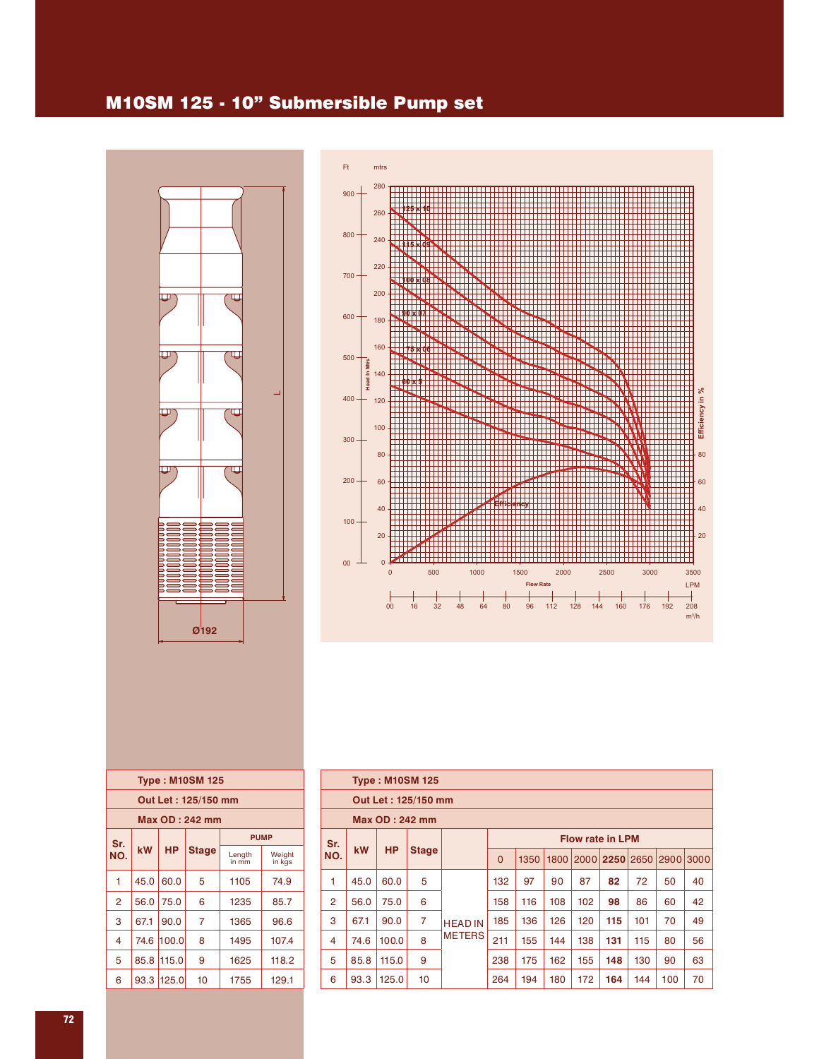# M10SM 125 - 10" Submersible Pump set

| Type : M10SM 125 | | | | | |
|---|---|---|---|---|---|
| Out Let : 125/150 mm | | | | | |
| Max OD : 242 mm | | | | | |
| Sr. NO. | kW | HP | Stage | PUMP | |
| | | | | Length in mm | Weight in kgs |
| 1 | 45.0 | 60.0 | 5 | 1105 | 74.9 |
| 2 | 56.0 | 75.0 | 6 | 1235 | 85.7 |
| 3 | 67.1 | 90.0 | 7 | 1365 | 96.6 |
| 4 | 74.6 | 100.0 | 8 | 1495 | 107.4 |
| 5 | 85.8 | 115.0 | 9 | 1625 | 118.2 |
| 6 | 93.3 | 125.0 | 10 | 1755 | 129.1 |

| Type : M10SM 125 | | | | | | | | | | | | |
|---|---|---|---|---|---|---|---|---|---|---|---|---|
| Out Let : 125/150 mm | | | | | | | | | | | | |
| Max OD : 242 mm | | | | | | | | | | | | |
| Sr. NO. | kW | HP | Stage | | Flow rate in LPM | | | | | | | |
| | | | | | 0 | 1350 | 1800 | 2000 | **2250** | 2650 | 2900 | 3000 |
| 1 | 45.0 | 60.0 | 5 | HEAD IN METERS | 132 | 97 | 90 | 87 | **82** | 72 | 50 | 40 |
| 2 | 56.0 | 75.0 | 6 | | 158 | 116 | 108 | 102 | **98** | 86 | 60 | 42 |
| 3 | 67.1 | 90.0 | 7 | | 185 | 136 | 126 | 120 | **115** | 101 | 70 | 49 |
| 4 | 74.6 | 100.0 | 8 | | 211 | 155 | 144 | 138 | **131** | 115 | 80 | 56 |
| 5 | 85.8 | 115.0 | 9 | | 238 | 175 | 162 | 155 | **148** | 130 | 90 | 63 |
| 6 | 93.3 | 125.0 | 10 | | 264 | 194 | 180 | 172 | **164** | 144 | 100 | 70 |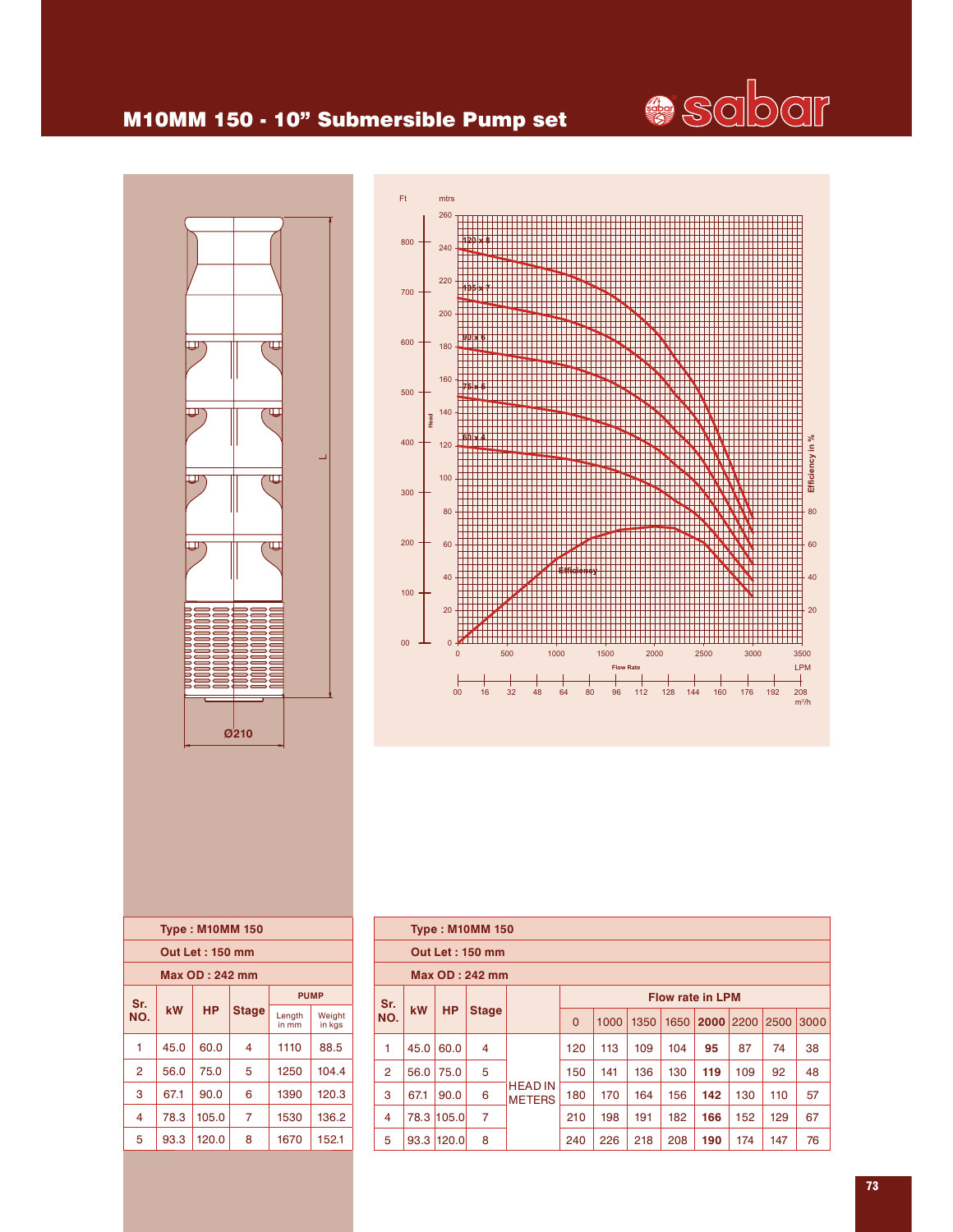# M10MM 150 - 10" Submersible Pump set

sabar

Ø210

L

| Type : M10MM 150 | | | | | |
|---|---|---|---|---|---|
| Out Let : 150 mm | | | | | |
| Max OD : 242 mm | | | | | |
| Sr. NO. | kW | HP | Stage | PUMP | |
| | | | | Length in mm | Weight in kgs |
| 1 | 45.0 | 60.0 | 4 | 1110 | 88.5 |
| 2 | 56.0 | 75.0 | 5 | 1250 | 104.4 |
| 3 | 67.1 | 90.0 | 6 | 1390 | 120.3 |
| 4 | 78.3 | 105.0 | 7 | 1530 | 136.2 |
| 5 | 93.3 | 120.0 | 8 | 1670 | 152.1 |

| Type : M10MM 150 | | | | | | | | | | | | |
|---|---|---|---|---|---|---|---|---|---|---|---|---|
| Out Let : 150 mm | | | | | | | | | | | | |
| Max OD : 242 mm | | | | | | | | | | | | |
| Sr. NO. | kW | HP | Stage | | Flow rate in LPM | | | | | | | |
| | | | | | 0 | 1000 | 1350 | 1650 | **2000** | 2200 | 2500 | 3000 |
| 1 | 45.0 | 60.0 | 4 | HEAD IN METERS | 120 | 113 | 109 | 104 | **95** | 87 | 74 | 38 |
| 2 | 56.0 | 75.0 | 5 | | 150 | 141 | 136 | 130 | **119** | 109 | 92 | 48 |
| 3 | 67.1 | 90.0 | 6 | | 180 | 170 | 164 | 156 | **142** | 130 | 110 | 57 |
| 4 | 78.3 | 105.0 | 7 | | 210 | 198 | 191 | 182 | **166** | 152 | 129 | 67 |
| 5 | 93.3 | 120.0 | 8 | | 240 | 226 | 218 | 208 | **190** | 174 | 147 | 76 |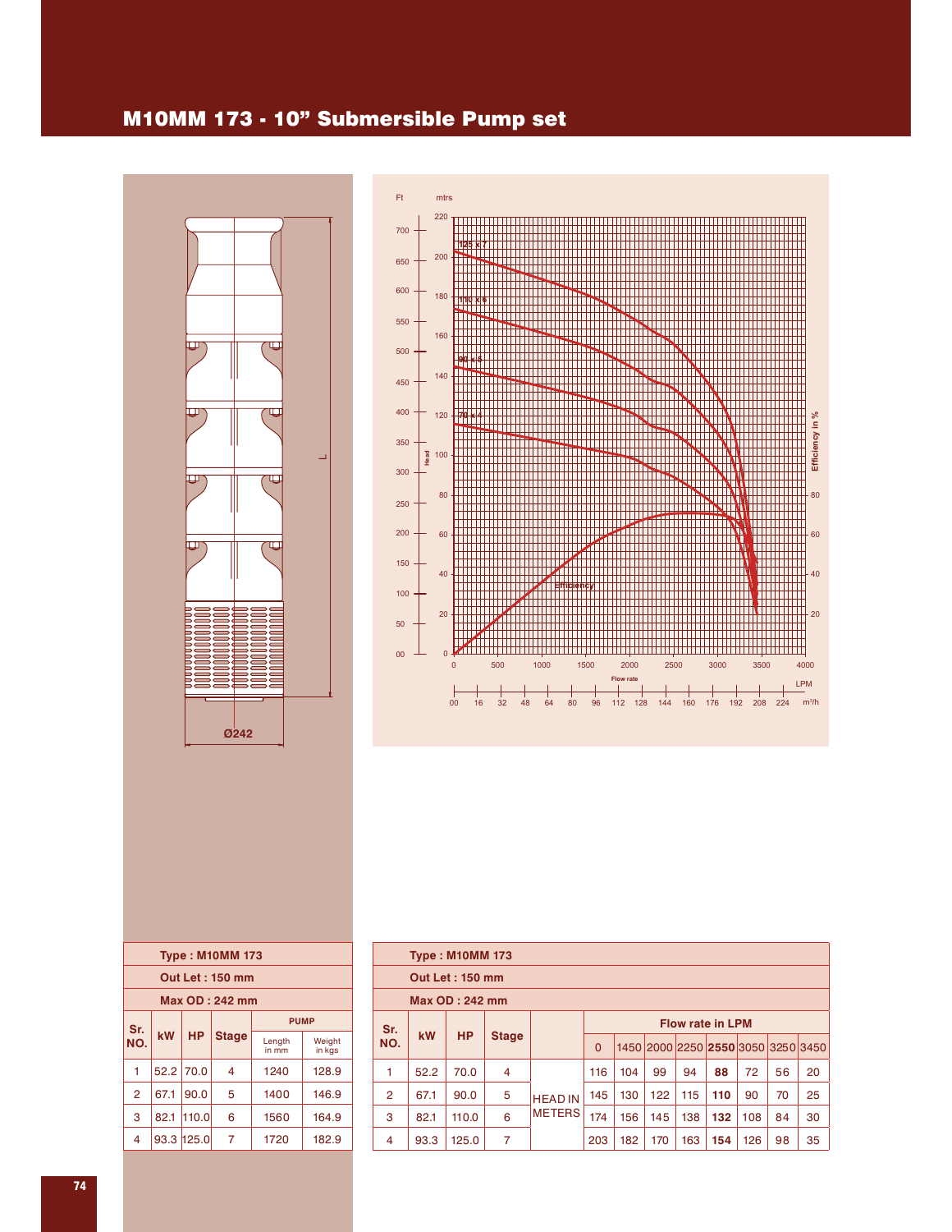# M10MM 173 - 10" Submersible Pump set

Ø242

L

| Type : M10MM 173 | | | | | |
|---|---|---|---|---|---|
| Out Let : 150 mm | | | | | |
| Max OD : 242 mm | | | | | |
| Sr. NO. | kW | HP | Stage | PUMP | |
| | | | | Length in mm | Weight in kgs |
| 1 | 52.2 | 70.0 | 4 | 1240 | 128.9 |
| 2 | 67.1 | 90.0 | 5 | 1400 | 146.9 |
| 3 | 82.1 | 110.0 | 6 | 1560 | 164.9 |
| 4 | 93.3 | 125.0 | 7 | 1720 | 182.9 |

| Type : M10MM 173 | | | | | | | | | | | | |
|---|---|---|---|---|---|---|---|---|---|---|---|---|
| Out Let : 150 mm | | | | | | | | | | | | |
| Max OD : 242 mm | | | | | | | | | | | | |
| Sr. NO. | kW | HP | Stage | | Flow rate in LPM | | | | | | | |
| | | | | | 0 | 1450 | 2000 | 2250 | **2550** | 3050 | 3250 | 3450 |
| 1 | 52.2 | 70.0 | 4 | HEAD IN METERS | 116 | 104 | 99 | 94 | **88** | 72 | 56 | 20 |
| 2 | 67.1 | 90.0 | 5 | | 145 | 130 | 122 | 115 | **110** | 90 | 70 | 25 |
| 3 | 82.1 | 110.0 | 6 | | 174 | 156 | 145 | 138 | **132** | 108 | 84 | 30 |
| 4 | 93.3 | 125.0 | 7 | | 203 | 182 | 170 | 163 | **154** | 126 | 98 | 35 |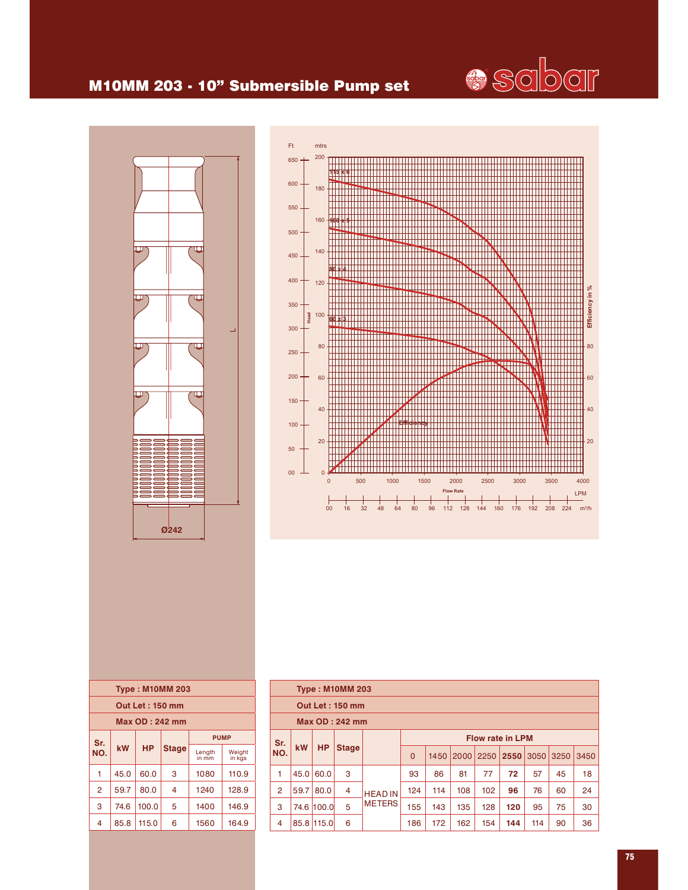# M10MM 203 - 10" Submersible Pump set

| Type : M10MM 203 | | | | | |
|---|---|---|---|---|---|
| Out Let : 150 mm | | | | | |
| Max OD : 242 mm | | | | | |
| Sr. NO. | kW | HP | Stage | PUMP | |
| | | | | Length in mm | Weight in kgs |
| 1 | 45.0 | 60.0 | 3 | 1080 | 110.9 |
| 2 | 59.7 | 80.0 | 4 | 1240 | 128.9 |
| 3 | 74.6 | 100.0 | 5 | 1400 | 146.9 |
| 4 | 85.8 | 115.0 | 6 | 1560 | 164.9 |

| Type : M10MM 203 | | | | | | | | | | | | |
|---|---|---|---|---|---|---|---|---|---|---|---|---|
| Out Let : 150 mm | | | | | | | | | | | | |
| Max OD : 242 mm | | | | | | | | | | | | |
| Sr. NO. | kW | HP | Stage | | Flow rate in LPM | | | | | | | |
| | | | | | 0 | 1450 | 2000 | 2250 | **2550** | 3050 | 3250 | 3450 |
| 1 | 45.0 | 60.0 | 3 | HEAD IN METERS | 93 | 86 | 81 | 77 | **72** | 57 | 45 | 18 |
| 2 | 59.7 | 80.0 | 4 | | 124 | 114 | 108 | 102 | **96** | 76 | 60 | 24 |
| 3 | 74.6 | 100.0 | 5 | | 155 | 143 | 135 | 128 | **120** | 95 | 75 | 30 |
| 4 | 85.8 | 115.0 | 6 | | 186 | 172 | 162 | 154 | **144** | 114 | 90 | 36 |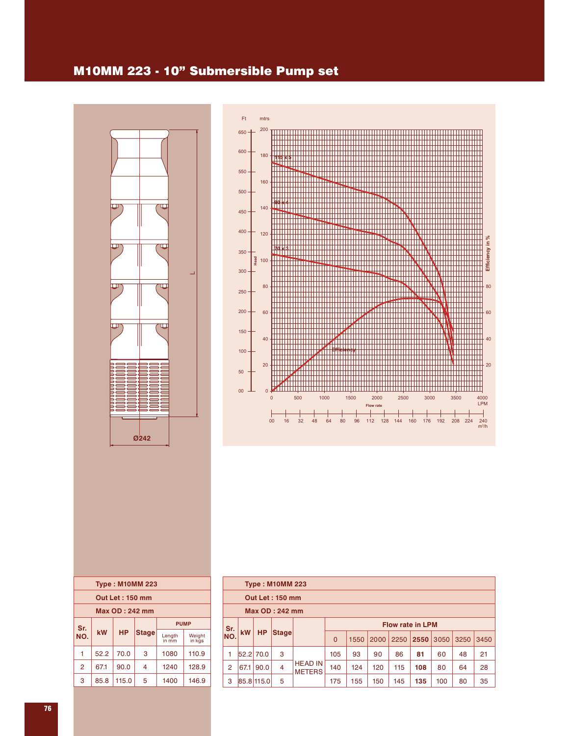# M10MM 223 - 10" Submersible Pump set

| Type : M10MM 223 | | | | | |
|---|---|---|---|---|---|
| Out Let : 150 mm | | | | | |
| Max OD : 242 mm | | | | | |
| Sr. NO. | kW | HP | Stage | PUMP | |
| | | | | Length in mm | Weight in kgs |
| 1 | 52.2 | 70.0 | 3 | 1080 | 110.9 |
| 2 | 67.1 | 90.0 | 4 | 1240 | 128.9 |
| 3 | 85.8 | 115.0 | 5 | 1400 | 146.9 |

| Type : M10MM 223 | | | | | | | | | | | | |
|---|---|---|---|---|---|---|---|---|---|---|---|---|
| Out Let : 150 mm | | | | | | | | | | | | |
| Max OD : 242 mm | | | | | | | | | | | | |
| Sr. NO. | kW | HP | Stage | | Flow rate in LPM | | | | | | | |
| | | | | | 0 | 1550 | 2000 | 2250 | **2550** | 3050 | 3250 | 3450 |
| 1 | 52.2 | 70.0 | 3 | HEAD IN METERS | 105 | 93 | 90 | 86 | **81** | 60 | 48 | 21 |
| 2 | 67.1 | 90.0 | 4 | HEAD IN METERS | 140 | 124 | 120 | 115 | **108** | 80 | 64 | 28 |
| 3 | 85.8 | 115.0 | 5 | HEAD IN METERS | 175 | 155 | 150 | 145 | **135** | 100 | 80 | 35 |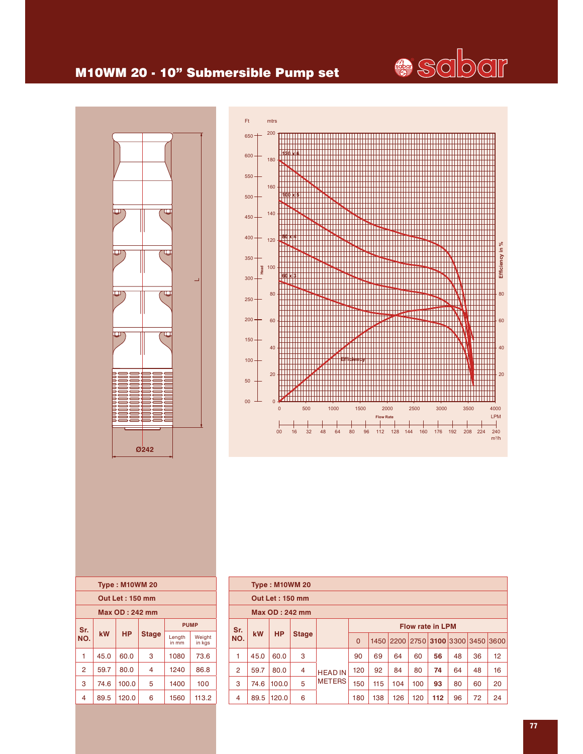# M10WM 20 - 10” Submersible Pump set

Ø242

L

| Type : M10WM 20 | | | | | |
|---|---|---|---|---|---|
| **Out Let : 150 mm** | | | | | |
| **Max OD : 242 mm** | | | | | |
| Sr. NO. | kW | HP | Stage | PUMP | |
| | | | | Length in mm | Weight in kgs |
| 1 | 45.0 | 60.0 | 3 | 1080 | 73.6 |
| 2 | 59.7 | 80.0 | 4 | 1240 | 86.8 |
| 3 | 74.6 | 100.0 | 5 | 1400 | 100 |
| 4 | 89.5 | 120.0 | 6 | 1560 | 113.2 |

| Type : M10WM 20 | | | | | | | | | | | | |
|---|---|---|---|---|---|---|---|---|---|---|---|---|
| **Out Let : 150 mm** | | | | | | | | | | | | |
| **Max OD : 242 mm** | | | | | | | | | | | | |
| Sr. NO. | kW | HP | Stage | | Flow rate in LPM | | | | | | | |
| | | | | | 0 | 1450 | 2200 | 2750 | **3100** | 3300 | 3450 | 3600 |
| 1 | 45.0 | 60.0 | 3 | HEAD IN METERS | 90 | 69 | 64 | 60 | **56** | 48 | 36 | 12 |
| 2 | 59.7 | 80.0 | 4 | | 120 | 92 | 84 | 80 | **74** | 64 | 48 | 16 |
| 3 | 74.6 | 100.0 | 5 | | 150 | 115 | 104 | 100 | **93** | 80 | 60 | 20 |
| 4 | 89.5 | 120.0 | 6 | | 180 | 138 | 126 | 120 | **112** | 96 | 72 | 24 |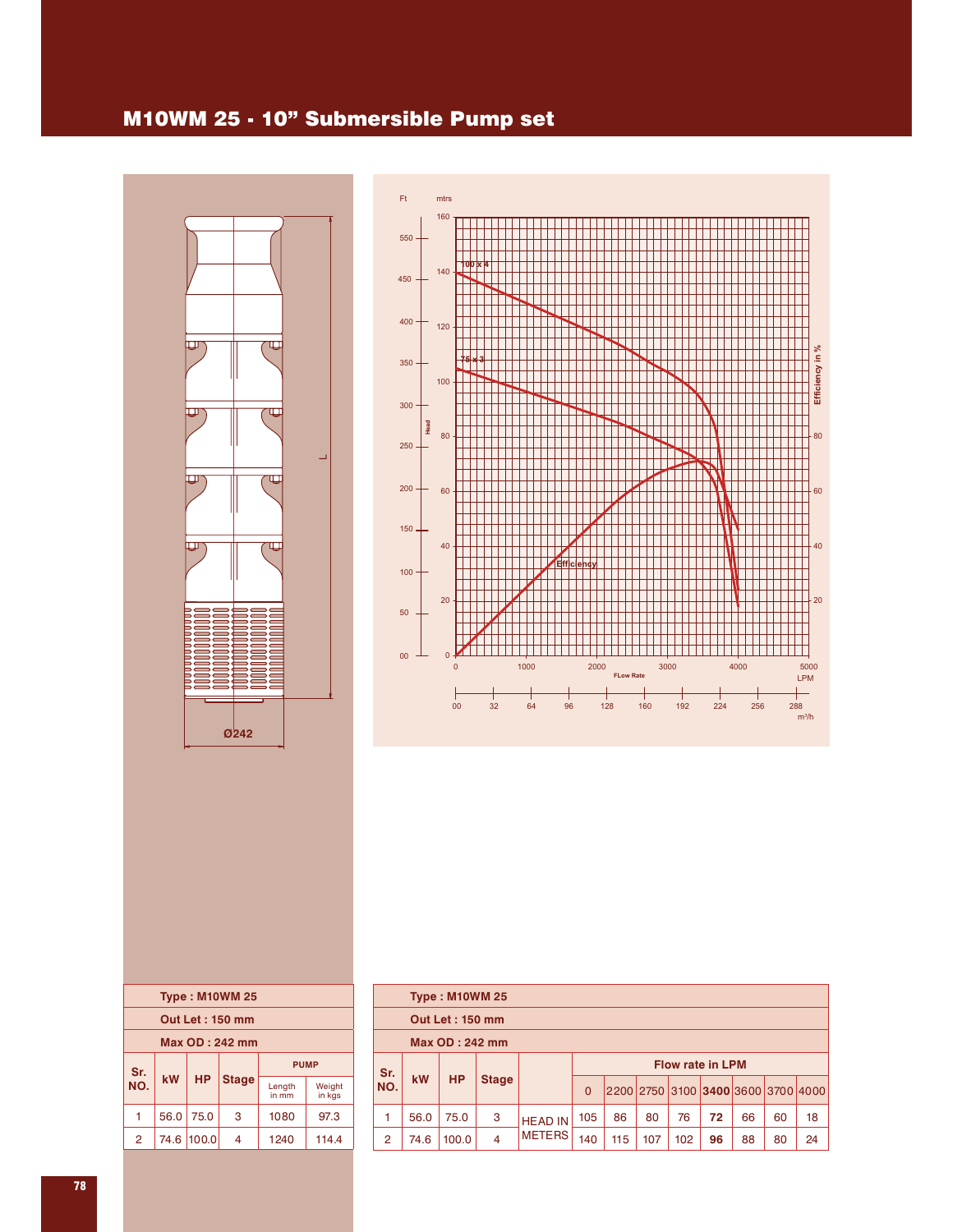# M10WM 25 - 10” Submersible Pump set

Ø242

L

| Type : M10WM 25 | | | | | |
|---|---|---|---|---|---|
| Out Let : 150 mm | | | | | |
| Max OD : 242 mm | | | | | |
| Sr. NO. | kW | HP | Stage | PUMP | |
| | | | | Length in mm | Weight in kgs |
| 1 | 56.0 | 75.0 | 3 | 1080 | 97.3 |
| 2 | 74.6 | 100.0 | 4 | 1240 | 114.4 |

| Type : M10WM 25 | | | | | | | | | | | | |
|---|---|---|---|---|---|---|---|---|---|---|---|---|
| Out Let : 150 mm | | | | | | | | | | | | |
| Max OD : 242 mm | | | | | | | | | | | | |
| Sr. NO. | kW | HP | Stage | | Flow rate in LPM | | | | | | | |
| | | | | | 0 | 2200 | 2750 | 3100 | **3400** | 3600 | 3700 | 4000 |
| 1 | 56.0 | 75.0 | 3 | HEAD IN METERS | 105 | 86 | 80 | 76 | **72** | 66 | 60 | 18 |
| 2 | 74.6 | 100.0 | 4 | | 140 | 115 | 107 | 102 | **96** | 88 | 80 | 24 |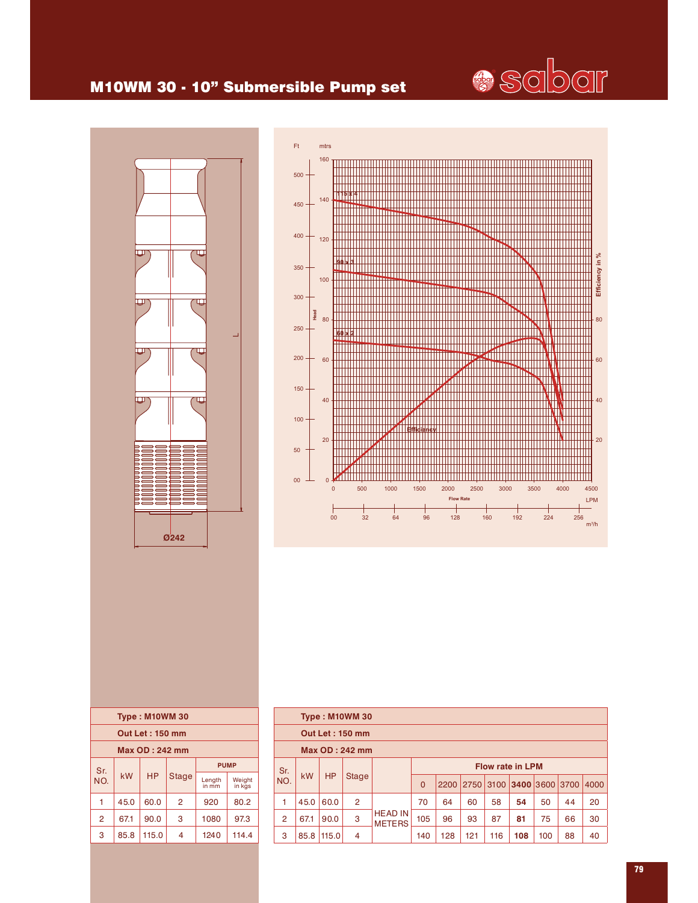# M10WM 30 - 10" Submersible Pump set

sabar

L

Ø242

Ft
mtrs
Head
Efficiency in %
115 x 4
90 x 3
60 x 2
Efficiency
Flow Rate
LPM
m³/h

500
450
400
350
300
250
200
150
100
50
00

160
140
120
100
80
60
40
20
0

80
60
40
20

0
500
1000
1500
2000
2500
3000
3500
4000
4500

00
32
64
96
128
160
192
224
256

| Type : M10WM 30 | | | | | |
|---|---|---|---|---|---|
| Out Let : 150 mm | | | | | |
| Max OD : 242 mm | | | | | |
| Sr. NO. | kW | HP | Stage | PUMP | |
| | | | | Length in mm | Weight in kgs |
| 1 | 45.0 | 60.0 | 2 | 920 | 80.2 |
| 2 | 67.1 | 90.0 | 3 | 1080 | 97.3 |
| 3 | 85.8 | 115.0 | 4 | 1240 | 114.4 |

| Type : M10WM 30 | | | | | | | | | | | | |
|---|---|---|---|---|---|---|---|---|---|---|---|---|
| Out Let : 150 mm | | | | | | | | | | | | |
| Max OD : 242 mm | | | | | | | | | | | | |
| Sr. NO. | kW | HP | Stage | | Flow rate in LPM | | | | | | | |
| | | | | | 0 | 2200 | 2750 | 3100 | **3400** | 3600 | 3700 | 4000 |
| 1 | 45.0 | 60.0 | 2 | HEAD IN METERS | 70 | 64 | 60 | 58 | **54** | 50 | 44 | 20 |
| 2 | 67.1 | 90.0 | 3 | | 105 | 96 | 93 | 87 | **81** | 75 | 66 | 30 |
| 3 | 85.8 | 115.0 | 4 | | 140 | 128 | 121 | 116 | **108** | 100 | 88 | 40 |